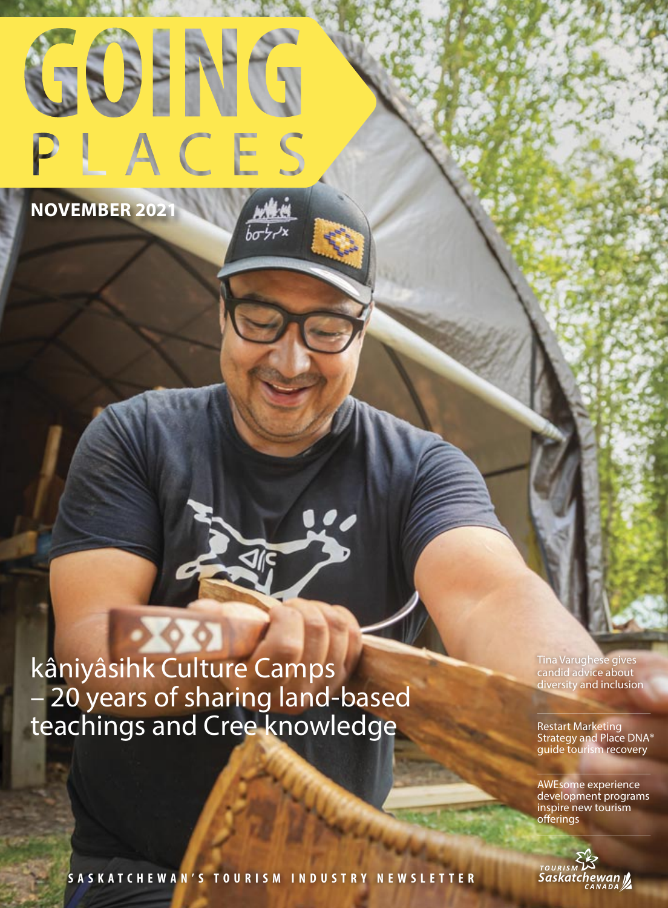# GOING PLACES

**NOVEMBER 2021**

## kâniyâsihk Culture Camps – 20 years of sharing land-based teachings and Cree knowledge

Tina Varughese gives candid advice about diversity and inclusion

Restart Marketing Strategy and Place DNA® guide tourism recovery

AWEsome experience development programs inspire new tourism offerings

SASKATCHEWAN'S TOURISM INDUSTRY NEWSLETTER

Tourism Saskatchewan CANADA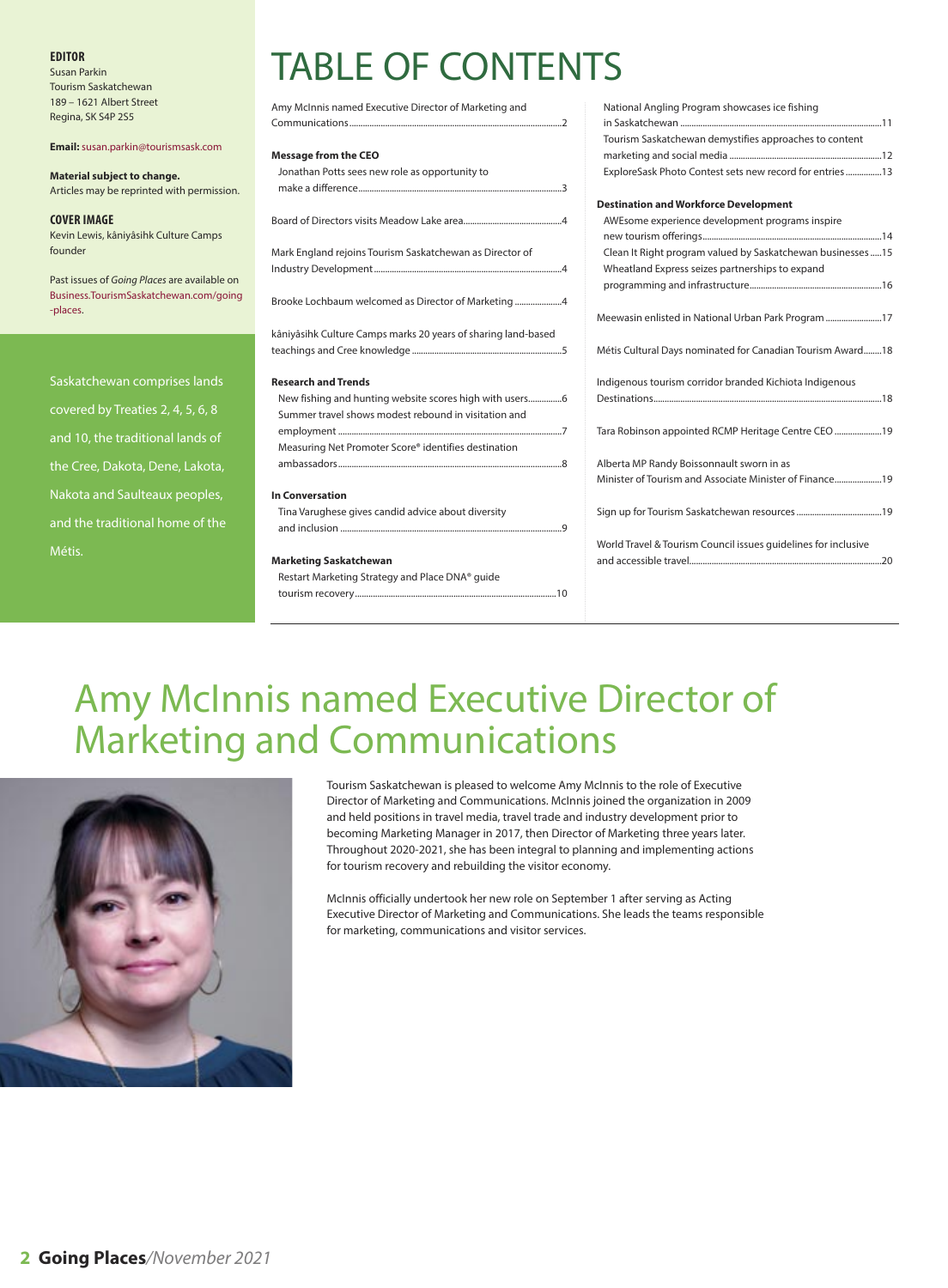**EDITOR**
Susan Parkin
Tourism Saskatchewan
189 – 1621 Albert Street
Regina, SK S4P 2S5

**Email:** susan.parkin@tourismsask.com

**Material subject to change.**
Articles may be reprinted with permission.

**COVER IMAGE**
Kevin Lewis, kâniyâsihk Culture Camps founder

Past issues of *Going Places* are available on Business.TourismSaskatchewan.com/going-places.

Saskatchewan comprises lands covered by Treaties 2, 4, 5, 6, 8 and 10, the traditional lands of the Cree, Dakota, Dene, Lakota, Nakota and Saulteaux peoples, and the traditional home of the Métis.

# TABLE OF CONTENTS

Amy McInnis named Executive Director of Marketing and Communications ..... 2

**Message from the CEO**
- Jonathan Potts sees new role as opportunity to make a difference ..... 3

Board of Directors visits Meadow Lake area ..... 4

Mark England rejoins Tourism Saskatchewan as Director of Industry Development ..... 4

Brooke Lochbaum welcomed as Director of Marketing ..... 4

kâniyâsihk Culture Camps marks 20 years of sharing land-based teachings and Cree knowledge ..... 5

**Research and Trends**
- New fishing and hunting website scores high with users ..... 6
- Summer travel shows modest rebound in visitation and employment ..... 7
- Measuring Net Promoter Score® identifies destination ambassadors ..... 8

**In Conversation**
- Tina Varughese gives candid advice about diversity and inclusion ..... 9

**Marketing Saskatchewan**
- Restart Marketing Strategy and Place DNA® guide tourism recovery ..... 10
- National Angling Program showcases ice fishing in Saskatchewan ..... 11
- Tourism Saskatchewan demystifies approaches to content marketing and social media ..... 12
- ExploreSask Photo Contest sets new record for entries ..... 13

**Destination and Workforce Development**
- AWEsome experience development programs inspire new tourism offerings ..... 14
- Clean It Right program valued by Saskatchewan businesses ..... 15
- Wheatland Express seizes partnerships to expand programming and infrastructure ..... 16

Meewasin enlisted in National Urban Park Program ..... 17

Métis Cultural Days nominated for Canadian Tourism Award ..... 18

Indigenous tourism corridor branded Kichiota Indigenous Destinations ..... 18

Tara Robinson appointed RCMP Heritage Centre CEO ..... 19

Alberta MP Randy Boissonnault sworn in as Minister of Tourism and Associate Minister of Finance ..... 19

Sign up for Tourism Saskatchewan resources ..... 19

World Travel & Tourism Council issues guidelines for inclusive and accessible travel ..... 20

# Amy McInnis named Executive Director of Marketing and Communications

Tourism Saskatchewan is pleased to welcome Amy McInnis to the role of Executive Director of Marketing and Communications. McInnis joined the organization in 2009 and held positions in travel media, travel trade and industry development prior to becoming Marketing Manager in 2017, then Director of Marketing three years later. Throughout 2020-2021, she has been integral to planning and implementing actions for tourism recovery and rebuilding the visitor economy.

McInnis officially undertook her new role on September 1 after serving as Acting Executive Director of Marketing and Communications. She leads the teams responsible for marketing, communications and visitor services.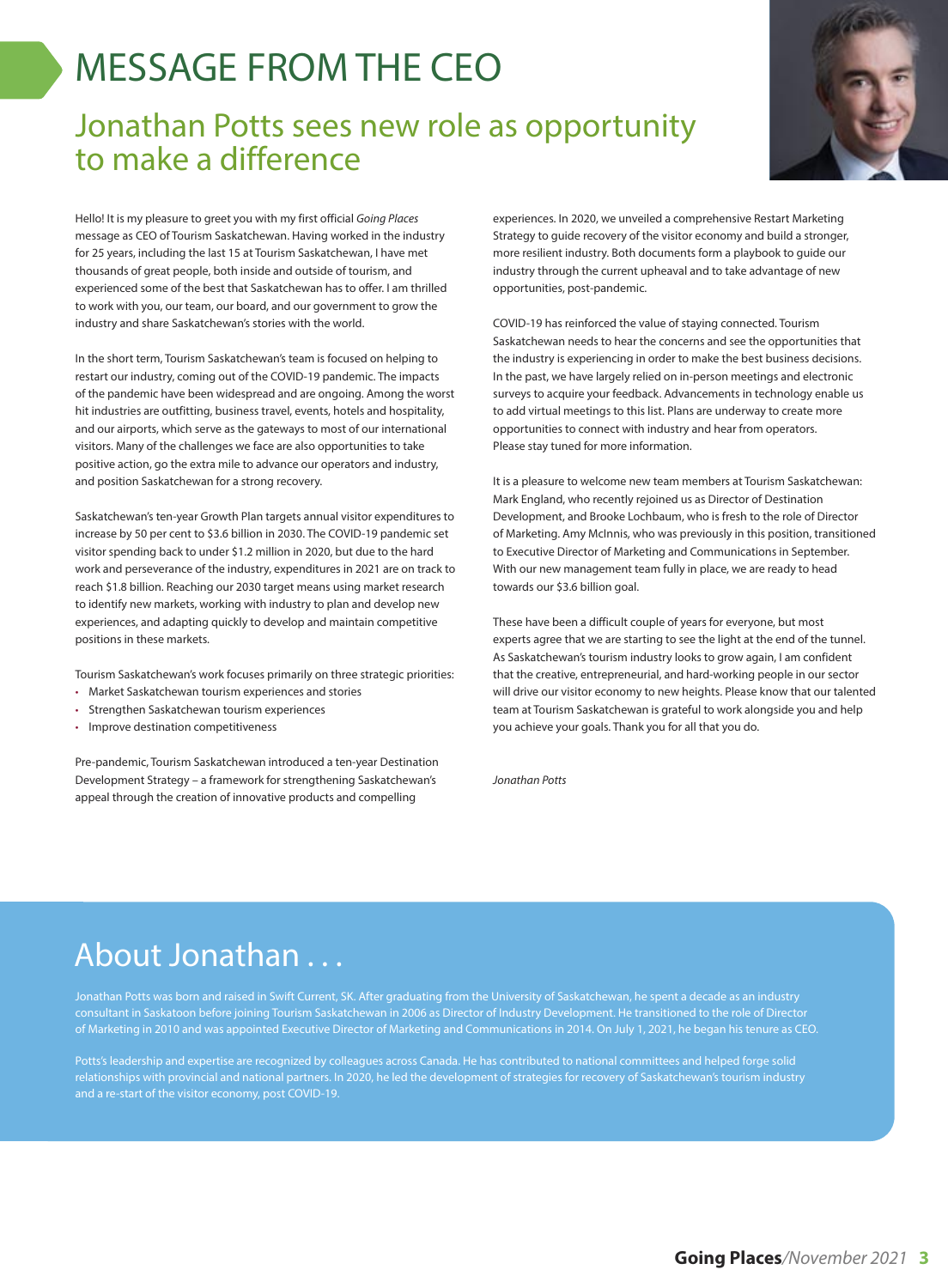# MESSAGE FROM THE CEO

## Jonathan Potts sees new role as opportunity to make a difference

Hello! It is my pleasure to greet you with my first official *Going Places* message as CEO of Tourism Saskatchewan. Having worked in the industry for 25 years, including the last 15 at Tourism Saskatchewan, I have met thousands of great people, both inside and outside of tourism, and experienced some of the best that Saskatchewan has to offer. I am thrilled to work with you, our team, our board, and our government to grow the industry and share Saskatchewan's stories with the world.

In the short term, Tourism Saskatchewan's team is focused on helping to restart our industry, coming out of the COVID-19 pandemic. The impacts of the pandemic have been widespread and are ongoing. Among the worst hit industries are outfitting, business travel, events, hotels and hospitality, and our airports, which serve as the gateways to most of our international visitors. Many of the challenges we face are also opportunities to take positive action, go the extra mile to advance our operators and industry, and position Saskatchewan for a strong recovery.

Saskatchewan's ten-year Growth Plan targets annual visitor expenditures to increase by 50 per cent to $3.6 billion in 2030. The COVID-19 pandemic set visitor spending back to under $1.2 million in 2020, but due to the hard work and perseverance of the industry, expenditures in 2021 are on track to reach $1.8 billion. Reaching our 2030 target means using market research to identify new markets, working with industry to plan and develop new experiences, and adapting quickly to develop and maintain competitive positions in these markets.

Tourism Saskatchewan's work focuses primarily on three strategic priorities:

- Market Saskatchewan tourism experiences and stories
- Strengthen Saskatchewan tourism experiences
- Improve destination competitiveness

Pre-pandemic, Tourism Saskatchewan introduced a ten-year Destination Development Strategy – a framework for strengthening Saskatchewan's appeal through the creation of innovative products and compelling experiences. In 2020, we unveiled a comprehensive Restart Marketing Strategy to guide recovery of the visitor economy and build a stronger, more resilient industry. Both documents form a playbook to guide our industry through the current upheaval and to take advantage of new opportunities, post-pandemic.

COVID-19 has reinforced the value of staying connected. Tourism Saskatchewan needs to hear the concerns and see the opportunities that the industry is experiencing in order to make the best business decisions. In the past, we have largely relied on in-person meetings and electronic surveys to acquire your feedback. Advancements in technology enable us to add virtual meetings to this list. Plans are underway to create more opportunities to connect with industry and hear from operators. Please stay tuned for more information.

It is a pleasure to welcome new team members at Tourism Saskatchewan: Mark England, who recently rejoined us as Director of Destination Development, and Brooke Lochbaum, who is fresh to the role of Director of Marketing. Amy McInnis, who was previously in this position, transitioned to Executive Director of Marketing and Communications in September. With our new management team fully in place, we are ready to head towards our $3.6 billion goal.

These have been a difficult couple of years for everyone, but most experts agree that we are starting to see the light at the end of the tunnel. As Saskatchewan's tourism industry looks to grow again, I am confident that the creative, entrepreneurial, and hard-working people in our sector will drive our visitor economy to new heights. Please know that our talented team at Tourism Saskatchewan is grateful to work alongside you and help you achieve your goals. Thank you for all that you do.

*Jonathan Potts*

## About Jonathan . . .

Jonathan Potts was born and raised in Swift Current, SK. After graduating from the University of Saskatchewan, he spent a decade as an industry consultant in Saskatoon before joining Tourism Saskatchewan in 2006 as Director of Industry Development. He transitioned to the role of Director of Marketing in 2010 and was appointed Executive Director of Marketing and Communications in 2014. On July 1, 2021, he began his tenure as CEO.

Potts's leadership and expertise are recognized by colleagues across Canada. He has contributed to national committees and helped forge solid relationships with provincial and national partners. In 2020, he led the development of strategies for recovery of Saskatchewan's tourism industry and a re-start of the visitor economy, post COVID-19.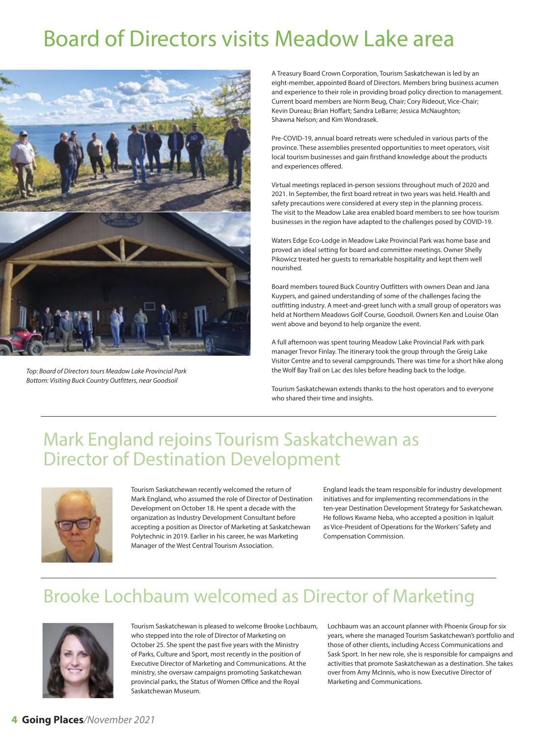# Board of Directors visits Meadow Lake area

*Top: Board of Directors tours Meadow Lake Provincial Park*
*Bottom: Visiting Buck Country Outfitters, near Goodsoil*

A Treasury Board Crown Corporation, Tourism Saskatchewan is led by an eight-member, appointed Board of Directors. Members bring business acumen and experience to their role in providing broad policy direction to management. Current board members are Norm Beug, Chair; Cory Rideout, Vice-Chair; Kevin Dureau; Brian Hoffart; Sandra LeBarre; Jessica McNaughton; Shawna Nelson; and Kim Wondrasek.

Pre-COVID-19, annual board retreats were scheduled in various parts of the province. These assemblies presented opportunities to meet operators, visit local tourism businesses and gain firsthand knowledge about the products and experiences offered.

Virtual meetings replaced in-person sessions throughout much of 2020 and 2021. In September, the first board retreat in two years was held. Health and safety precautions were considered at every step in the planning process. The visit to the Meadow Lake area enabled board members to see how tourism businesses in the region have adapted to the challenges posed by COVID-19.

Waters Edge Eco-Lodge in Meadow Lake Provincial Park was home base and proved an ideal setting for board and committee meetings. Owner Shelly Pikowicz treated her guests to remarkable hospitality and kept them well nourished.

Board members toured Buck Country Outfitters with owners Dean and Jana Kuypers, and gained understanding of some of the challenges facing the outfitting industry. A meet-and-greet lunch with a small group of operators was held at Northern Meadows Golf Course, Goodsoil. Owners Ken and Louise Olan went above and beyond to help organize the event.

A full afternoon was spent touring Meadow Lake Provincial Park with park manager Trevor Finlay. The itinerary took the group through the Greig Lake Visitor Centre and to several campgrounds. There was time for a short hike along the Wolf Bay Trail on Lac des Isles before heading back to the lodge.

Tourism Saskatchewan extends thanks to the host operators and to everyone who shared their time and insights.

# Mark England rejoins Tourism Saskatchewan as Director of Destination Development

Tourism Saskatchewan recently welcomed the return of Mark England, who assumed the role of Director of Destination Development on October 18. He spent a decade with the organization as Industry Development Consultant before accepting a position as Director of Marketing at Saskatchewan Polytechnic in 2019. Earlier in his career, he was Marketing Manager of the West Central Tourism Association.

England leads the team responsible for industry development initiatives and for implementing recommendations in the ten-year Destination Development Strategy for Saskatchewan. He follows Kwame Neba, who accepted a position in Iqaluit as Vice-President of Operations for the Workers' Safety and Compensation Commission.

# Brooke Lochbaum welcomed as Director of Marketing

Tourism Saskatchewan is pleased to welcome Brooke Lochbaum, who stepped into the role of Director of Marketing on October 25. She spent the past five years with the Ministry of Parks, Culture and Sport, most recently in the position of Executive Director of Marketing and Communications. At the ministry, she oversaw campaigns promoting Saskatchewan provincial parks, the Status of Women Office and the Royal Saskatchewan Museum.

Lochbaum was an account planner with Phoenix Group for six years, where she managed Tourism Saskatchewan's portfolio and those of other clients, including Access Communications and Sask Sport. In her new role, she is responsible for campaigns and activities that promote Saskatchewan as a destination. She takes over from Amy McInnis, who is now Executive Director of Marketing and Communications.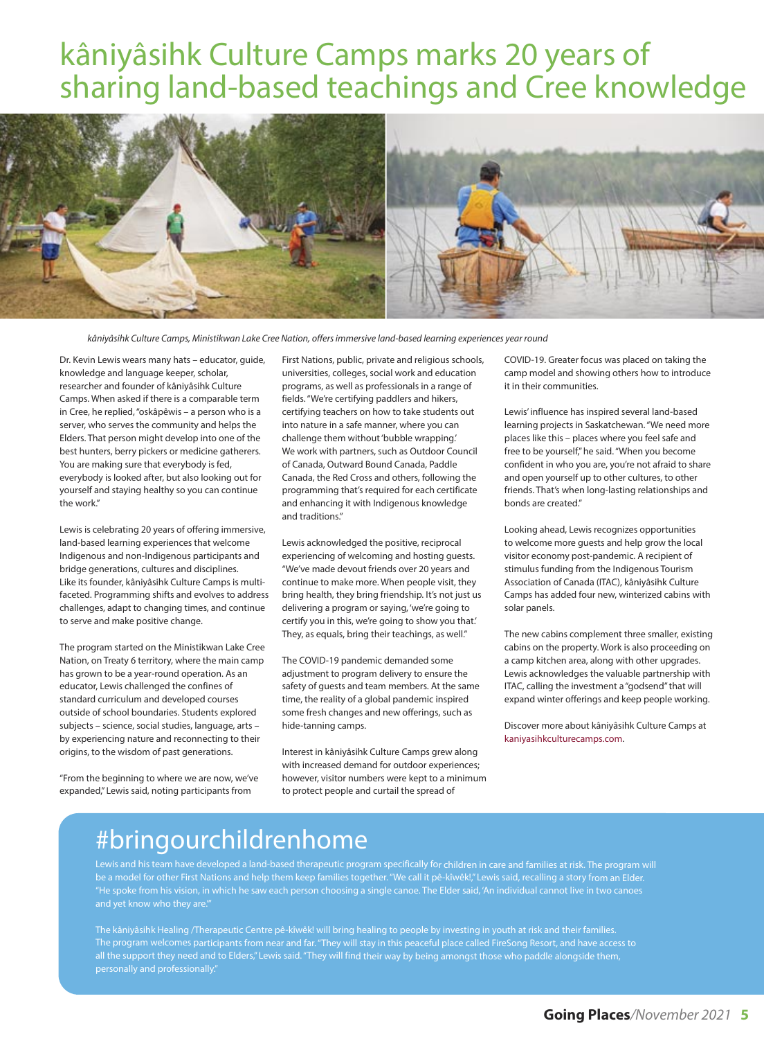# kâniyâsihk Culture Camps marks 20 years of sharing land-based teachings and Cree knowledge

*kâniyâsihk Culture Camps, Ministikwan Lake Cree Nation, offers immersive land-based learning experiences year round*

Dr. Kevin Lewis wears many hats – educator, guide, knowledge and language keeper, scholar, researcher and founder of kâniyâsihk Culture Camps. When asked if there is a comparable term in Cree, he replied, "oskâpêwis – a person who is a server, who serves the community and helps the Elders. That person might develop into one of the best hunters, berry pickers or medicine gatherers. You are making sure that everybody is fed, everybody is looked after, but also looking out for yourself and staying healthy so you can continue the work."

Lewis is celebrating 20 years of offering immersive, land-based learning experiences that welcome Indigenous and non-Indigenous participants and bridge generations, cultures and disciplines. Like its founder, kâniyâsihk Culture Camps is multi-faceted. Programming shifts and evolves to address challenges, adapt to changing times, and continue to serve and make positive change.

The program started on the Ministikwan Lake Cree Nation, on Treaty 6 territory, where the main camp has grown to be a year-round operation. As an educator, Lewis challenged the confines of standard curriculum and developed courses outside of school boundaries. Students explored subjects – science, social studies, language, arts – by experiencing nature and reconnecting to their origins, to the wisdom of past generations.

"From the beginning to where we are now, we've expanded," Lewis said, noting participants from First Nations, public, private and religious schools, universities, colleges, social work and education programs, as well as professionals in a range of fields. "We're certifying paddlers and hikers, certifying teachers on how to take students out into nature in a safe manner, where you can challenge them without 'bubble wrapping.' We work with partners, such as Outdoor Council of Canada, Outward Bound Canada, Paddle Canada, the Red Cross and others, following the programming that's required for each certificate and enhancing it with Indigenous knowledge and traditions."

Lewis acknowledged the positive, reciprocal experiencing of welcoming and hosting guests. "We've made devout friends over 20 years and continue to make more. When people visit, they bring health, they bring friendship. It's not just us delivering a program or saying, 'we're going to certify you in this, we're going to show you that.' They, as equals, bring their teachings, as well."

The COVID-19 pandemic demanded some adjustment to program delivery to ensure the safety of guests and team members. At the same time, the reality of a global pandemic inspired some fresh changes and new offerings, such as hide-tanning camps.

Interest in kâniyâsihk Culture Camps grew along with increased demand for outdoor experiences; however, visitor numbers were kept to a minimum to protect people and curtail the spread of COVID-19. Greater focus was placed on taking the camp model and showing others how to introduce it in their communities.

Lewis' influence has inspired several land-based learning projects in Saskatchewan. "We need more places like this – places where you feel safe and free to be yourself," he said. "When you become confident in who you are, you're not afraid to share and open yourself up to other cultures, to other friends. That's when long-lasting relationships and bonds are created."

Looking ahead, Lewis recognizes opportunities to welcome more guests and help grow the local visitor economy post-pandemic. A recipient of stimulus funding from the Indigenous Tourism Association of Canada (ITAC), kâniyâsihk Culture Camps has added four new, winterized cabins with solar panels.

The new cabins complement three smaller, existing cabins on the property. Work is also proceeding on a camp kitchen area, along with other upgrades. Lewis acknowledges the valuable partnership with ITAC, calling the investment a "godsend" that will expand winter offerings and keep people working.

Discover more about kâniyâsihk Culture Camps at kaniyasihkculturecamps.com.

## #bringourchildrenhome

Lewis and his team have developed a land-based therapeutic program specifically for children in care and families at risk. The program will be a model for other First Nations and help them keep families together. "We call it pê-kîwêk!," Lewis said, recalling a story from an Elder. "He spoke from his vision, in which he saw each person choosing a single canoe. The Elder said, 'An individual cannot live in two canoes and yet know who they are.'"

The kâniyâsihk Healing /Therapeutic Centre pê-kîwêk! will bring healing to people by investing in youth at risk and their families. The program welcomes participants from near and far. "They will stay in this peaceful place called FireSong Resort, and have access to all the support they need and to Elders," Lewis said. "They will find their way by being amongst those who paddle alongside them, personally and professionally."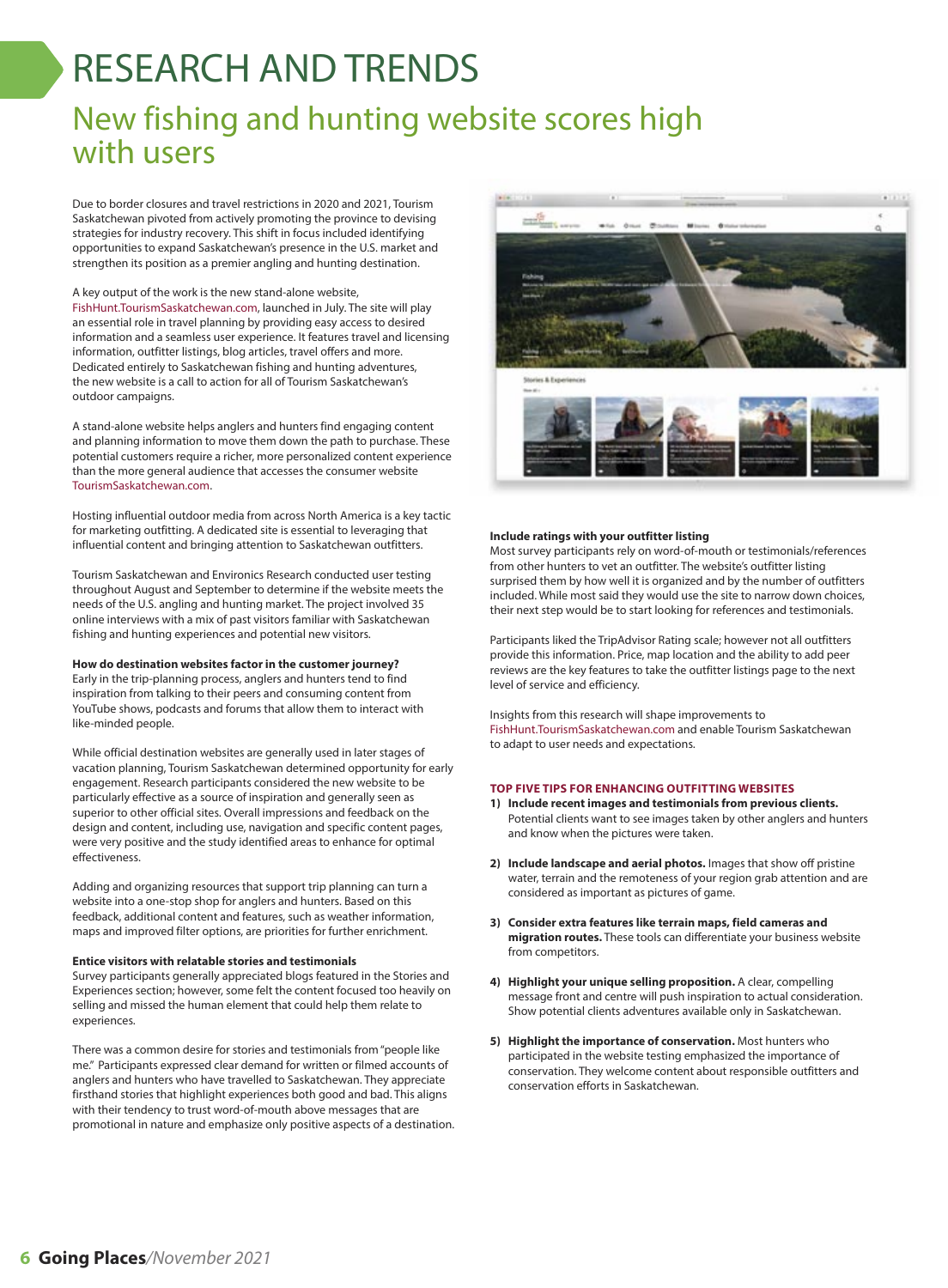# RESEARCH AND TRENDS

## New fishing and hunting website scores high with users

Due to border closures and travel restrictions in 2020 and 2021, Tourism Saskatchewan pivoted from actively promoting the province to devising strategies for industry recovery. This shift in focus included identifying opportunities to expand Saskatchewan's presence in the U.S. market and strengthen its position as a premier angling and hunting destination.

A key output of the work is the new stand-alone website, FishHunt.TourismSaskatchewan.com, launched in July. The site will play an essential role in travel planning by providing easy access to desired information and a seamless user experience. It features travel and licensing information, outfitter listings, blog articles, travel offers and more. Dedicated entirely to Saskatchewan fishing and hunting adventures, the new website is a call to action for all of Tourism Saskatchewan's outdoor campaigns.

A stand-alone website helps anglers and hunters find engaging content and planning information to move them down the path to purchase. These potential customers require a richer, more personalized content experience than the more general audience that accesses the consumer website TourismSaskatchewan.com.

Hosting influential outdoor media from across North America is a key tactic for marketing outfitting. A dedicated site is essential to leveraging that influential content and bringing attention to Saskatchewan outfitters.

Tourism Saskatchewan and Environics Research conducted user testing throughout August and September to determine if the website meets the needs of the U.S. angling and hunting market. The project involved 35 online interviews with a mix of past visitors familiar with Saskatchewan fishing and hunting experiences and potential new visitors.

**How do destination websites factor in the customer journey?**
Early in the trip-planning process, anglers and hunters tend to find inspiration from talking to their peers and consuming content from YouTube shows, podcasts and forums that allow them to interact with like-minded people.

While official destination websites are generally used in later stages of vacation planning, Tourism Saskatchewan determined opportunity for early engagement. Research participants considered the new website to be particularly effective as a source of inspiration and generally seen as superior to other official sites. Overall impressions and feedback on the design and content, including use, navigation and specific content pages, were very positive and the study identified areas to enhance for optimal effectiveness.

Adding and organizing resources that support trip planning can turn a website into a one-stop shop for anglers and hunters. Based on this feedback, additional content and features, such as weather information, maps and improved filter options, are priorities for further enrichment.

**Entice visitors with relatable stories and testimonials**
Survey participants generally appreciated blogs featured in the Stories and Experiences section; however, some felt the content focused too heavily on selling and missed the human element that could help them relate to experiences.

There was a common desire for stories and testimonials from "people like me." Participants expressed clear demand for written or filmed accounts of anglers and hunters who have travelled to Saskatchewan. They appreciate firsthand stories that highlight experiences both good and bad. This aligns with their tendency to trust word-of-mouth above messages that are promotional in nature and emphasize only positive aspects of a destination.

**Include ratings with your outfitter listing**
Most survey participants rely on word-of-mouth or testimonials/references from other hunters to vet an outfitter. The website's outfitter listing surprised them by how well it is organized and by the number of outfitters included. While most said they would use the site to narrow down choices, their next step would be to start looking for references and testimonials.

Participants liked the TripAdvisor Rating scale; however not all outfitters provide this information. Price, map location and the ability to add peer reviews are the key features to take the outfitter listings page to the next level of service and efficiency.

Insights from this research will shape improvements to FishHunt.TourismSaskatchewan.com and enable Tourism Saskatchewan to adapt to user needs and expectations.

**TOP FIVE TIPS FOR ENHANCING OUTFITTING WEBSITES**

1) **Include recent images and testimonials from previous clients.** Potential clients want to see images taken by other anglers and hunters and know when the pictures were taken.

2) **Include landscape and aerial photos.** Images that show off pristine water, terrain and the remoteness of your region grab attention and are considered as important as pictures of game.

3) **Consider extra features like terrain maps, field cameras and migration routes.** These tools can differentiate your business website from competitors.

4) **Highlight your unique selling proposition.** A clear, compelling message front and centre will push inspiration to actual consideration. Show potential clients adventures available only in Saskatchewan.

5) **Highlight the importance of conservation.** Most hunters who participated in the website testing emphasized the importance of conservation. They welcome content about responsible outfitters and conservation efforts in Saskatchewan.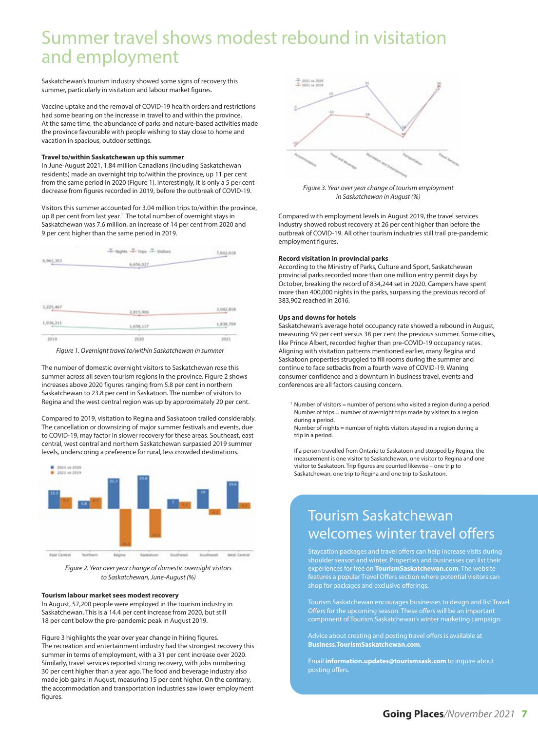# Summer travel shows modest rebound in visitation and employment

Saskatchewan's tourism industry showed some signs of recovery this summer, particularly in visitation and labour market figures.

Vaccine uptake and the removal of COVID-19 health orders and restrictions had some bearing on the increase in travel to and within the province. At the same time, the abundance of parks and nature-based activities made the province favourable with people wishing to stay close to home and vacation in spacious, outdoor settings.

### Travel to/within Saskatchewan up this summer

In June-August 2021, 1.84 million Canadians (including Saskatchewan residents) made an overnight trip to/within the province, up 11 per cent from the same period in 2020 (Figure 1). Interestingly, it is only a 5 per cent decrease from figures recorded in 2019, before the outbreak of COVID-19.

Visitors this summer accounted for 3.04 million trips to/within the province, up 8 per cent from last year.[1] The total number of overnight stays in Saskatchewan was 7.6 million, an increase of 14 per cent from 2020 and 9 per cent higher than the same period in 2019.

| | 2019 | 2020 | 2021 |
|---|---|---|---|
| Nights | 6,961,303 | 6,656,027 | 7,602,618 |
| Trips | 3,225,467 | 2,815,906 | 3,042,818 |
| Visitors | 1,936,211 | 1,658,117 | 1,838,769 |

*Figure 1. Overnight travel to/within Saskatchewan in summer*

The number of domestic overnight visitors to Saskatchewan rose this summer across all seven tourism regions in the province. Figure 2 shows increases above 2020 figures ranging from 5.8 per cent in northern Saskatchewan to 23.8 per cent in Saskatoon. The number of visitors to Regina and the west central region was up by approximately 20 per cent.

Compared to 2019, visitation to Regina and Saskatoon trailed considerably. The cancellation or downsizing of major summer festivals and events, due to COVID-19, may factor in slower recovery for these areas. Southeast, east central, west central and northern Saskatchewan surpassed 2019 summer levels, underscoring a preference for rural, less crowded destinations.

| | East Central | Northern | Regina | Saskatoon | Southeast | Southwest | West Central |
|---|---|---|---|---|---|---|---|
| 2021 vs 2020 | 13.3 | 5.8 | 21.7 | 23.8 | 7 | 14 | 19.6 |
| 2021 vs 2019 | 9.2 | 8.1 | -26.8 | -25.2 | 5.2 | -4.1 | 4.5 |

*Figure 2. Year over year change of domestic overnight visitors to Saskatchewan, June-August (%)*

### Tourism labour market sees modest recovery

In August, 57,200 people were employed in the tourism industry in Saskatchewan. This is a 14.4 per cent increase from 2020, but still 18 per cent below the pre-pandemic peak in August 2019.

Figure 3 highlights the year over year change in hiring figures. The recreation and entertainment industry had the strongest recovery this summer in terms of employment, with a 31 per cent increase over 2020. Similarly, travel services reported strong recovery, with jobs numbering 30 per cent higher than a year ago. The food and beverage industry also made job gains in August, measuring 15 per cent higher. On the contrary, the accommodation and transportation industries saw lower employment figures.

| | Accommodation | Food and Beverage | Recreation and Entertainment | Transportation | Travel Services |
|---|---|---|---|---|---|
| 2021 vs 2020 | 5 | 15 | 31 | -14 | 30 |
| 2021 vs 2019 | -37 | -12 | -16 | -44 | 26 |

*Figure 3. Year over year change of tourism employment in Saskatchewan in August (%)*

Compared with employment levels in August 2019, the travel services industry showed robust recovery at 26 per cent higher than before the outbreak of COVID-19. All other tourism industries still trail pre-pandemic employment figures.

### Record visitation in provincial parks

According to the Ministry of Parks, Culture and Sport, Saskatchewan provincial parks recorded more than one million entry permit days by October, breaking the record of 834,244 set in 2020. Campers have spent more than 400,000 nights in the parks, surpassing the previous record of 383,902 reached in 2016.

### Ups and downs for hotels

Saskatchewan's average hotel occupancy rate showed a rebound in August, measuring 59 per cent versus 38 per cent the previous summer. Some cities, like Prince Albert, recorded higher than pre-COVID-19 occupancy rates. Aligning with visitation patterns mentioned earlier, many Regina and Saskatoon properties struggled to fill rooms during the summer and continue to face setbacks from a fourth wave of COVID-19. Waning consumer confidence and a downturn in business travel, events and conferences are all factors causing concern.

[1] Number of visitors = number of persons who visited a region during a period.
Number of trips = number of overnight trips made by visitors to a region during a period.
Number of nights = number of nights visitors stayed in a region during a trip in a period.

If a person travelled from Ontario to Saskatoon and stopped by Regina, the measurement is one visitor to Saskatchewan, one visitor to Regina and one visitor to Saskatoon. Trip figures are counted likewise – one trip to Saskatchewan, one trip to Regina and one trip to Saskatoon.

## Tourism Saskatchewan welcomes winter travel offers

Staycation packages and travel offers can help increase visits during shoulder season and winter. Properties and businesses can list their experiences for free on **TourismSaskatchewan.com**. The website features a popular Travel Offers section where potential visitors can shop for packages and exclusive offerings.

Tourism Saskatchewan encourages businesses to design and list Travel Offers for the upcoming season. These offers will be an important component of Tourism Saskatchewan's winter marketing campaign.

Advice about creating and posting travel offers is available at **Business.TourismSaskatchewan.com**.

Email **information.updates@tourismsask.com** to inquire about posting offers.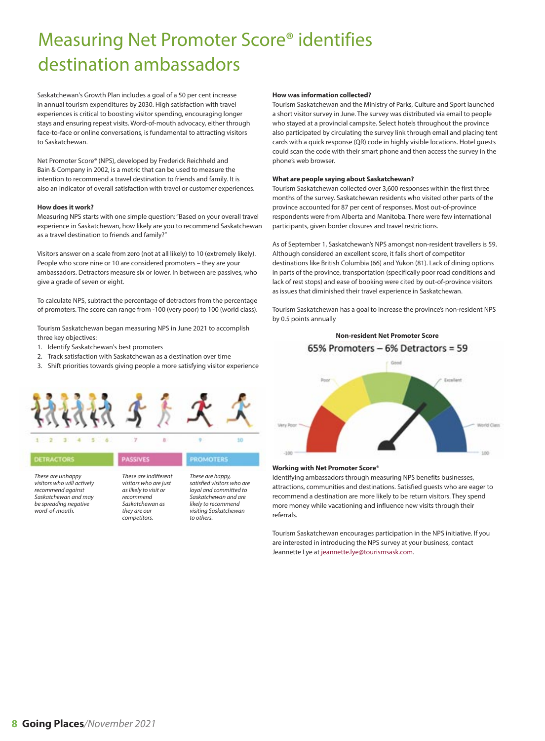# Measuring Net Promoter Score® identifies destination ambassadors

Saskatchewan's Growth Plan includes a goal of a 50 per cent increase in annual tourism expenditures by 2030. High satisfaction with travel experiences is critical to boosting visitor spending, encouraging longer stays and ensuring repeat visits. Word-of-mouth advocacy, either through face-to-face or online conversations, is fundamental to attracting visitors to Saskatchewan.

Net Promoter Score® (NPS), developed by Frederick Reichheld and Bain & Company in 2002, is a metric that can be used to measure the intention to recommend a travel destination to friends and family. It is also an indicator of overall satisfaction with travel or customer experiences.

**How does it work?**

Measuring NPS starts with one simple question: "Based on your overall travel experience in Saskatchewan, how likely are you to recommend Saskatchewan as a travel destination to friends and family?"

Visitors answer on a scale from zero (not at all likely) to 10 (extremely likely). People who score nine or 10 are considered promoters – they are your ambassadors. Detractors measure six or lower. In between are passives, who give a grade of seven or eight.

To calculate NPS, subtract the percentage of detractors from the percentage of promoters. The score can range from -100 (very poor) to 100 (world class).

Tourism Saskatchewan began measuring NPS in June 2021 to accomplish three key objectives:

1. Identify Saskatchewan's best promoters
2. Track satisfaction with Saskatchewan as a destination over time
3. Shift priorities towards giving people a more satisfying visitor experience

1 2 3 4 5 6 | 7 8 | 9 10

**DETRACTORS**

*These are unhappy visitors who will actively recommend against Saskatchewan and may be spreading negative word-of-mouth.*

**PASSIVES**

*These are indifferent visitors who are just as likely to visit or recommend Saskatchewan as they are our competitors.*

**PROMOTERS**

*These are happy, satisfied visitors who are loyal and committed to Saskatchewan and are likely to recommend visiting Saskatchewan to others.*

**How was information collected?**

Tourism Saskatchewan and the Ministry of Parks, Culture and Sport launched a short visitor survey in June. The survey was distributed via email to people who stayed at a provincial campsite. Select hotels throughout the province also participated by circulating the survey link through email and placing tent cards with a quick response (QR) code in highly visible locations. Hotel guests could scan the code with their smart phone and then access the survey in the phone's web browser.

**What are people saying about Saskatchewan?**

Tourism Saskatchewan collected over 3,600 responses within the first three months of the survey. Saskatchewan residents who visited other parts of the province accounted for 87 per cent of responses. Most out-of-province respondents were from Alberta and Manitoba. There were few international participants, given border closures and travel restrictions.

As of September 1, Saskatchewan's NPS amongst non-resident travellers is 59. Although considered an excellent score, it falls short of competitor destinations like British Columbia (66) and Yukon (81). Lack of dining options in parts of the province, transportation (specifically poor road conditions and lack of rest stops) and ease of booking were cited by out-of-province visitors as issues that diminished their travel experience in Saskatchewan.

Tourism Saskatchewan has a goal to increase the province's non-resident NPS by 0.5 points annually

**Non-resident Net Promoter Score**

65% Promoters – 6% Detractors = 59

Very Poor · Poor · Good · Excellent · World Class
-100 · 100

**Working with Net Promoter Score®**

Identifying ambassadors through measuring NPS benefits businesses, attractions, communities and destinations. Satisfied guests who are eager to recommend a destination are more likely to be return visitors. They spend more money while vacationing and influence new visits through their referrals.

Tourism Saskatchewan encourages participation in the NPS initiative. If you are interested in introducing the NPS survey at your business, contact Jeannette Lye at jeannette.lye@tourismsask.com.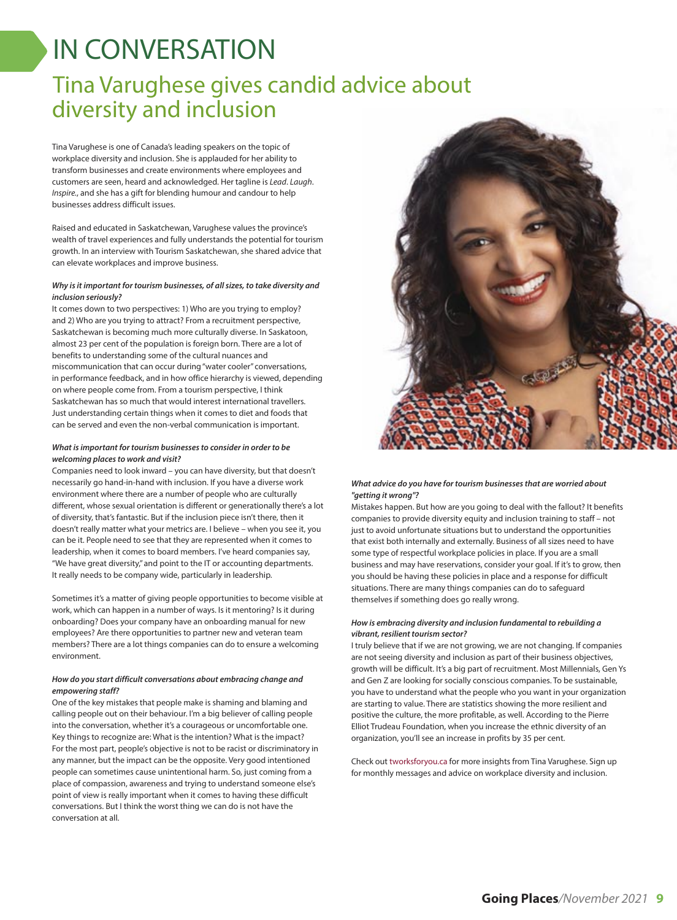# IN CONVERSATION

## Tina Varughese gives candid advice about diversity and inclusion

Tina Varughese is one of Canada's leading speakers on the topic of workplace diversity and inclusion. She is applauded for her ability to transform businesses and create environments where employees and customers are seen, heard and acknowledged. Her tagline is *Lead. Laugh. Inspire.*, and she has a gift for blending humour and candour to help businesses address difficult issues.

Raised and educated in Saskatchewan, Varughese values the province's wealth of travel experiences and fully understands the potential for tourism growth. In an interview with Tourism Saskatchewan, she shared advice that can elevate workplaces and improve business.

***Why is it important for tourism businesses, of all sizes, to take diversity and inclusion seriously?***

It comes down to two perspectives: 1) Who are you trying to employ? and 2) Who are you trying to attract? From a recruitment perspective, Saskatchewan is becoming much more culturally diverse. In Saskatoon, almost 23 per cent of the population is foreign born. There are a lot of benefits to understanding some of the cultural nuances and miscommunication that can occur during "water cooler" conversations, in performance feedback, and in how office hierarchy is viewed, depending on where people come from. From a tourism perspective, I think Saskatchewan has so much that would interest international travellers. Just understanding certain things when it comes to diet and foods that can be served and even the non-verbal communication is important.

***What is important for tourism businesses to consider in order to be welcoming places to work and visit?***

Companies need to look inward – you can have diversity, but that doesn't necessarily go hand-in-hand with inclusion. If you have a diverse work environment where there are a number of people who are culturally different, whose sexual orientation is different or generationally there's a lot of diversity, that's fantastic. But if the inclusion piece isn't there, then it doesn't really matter what your metrics are. I believe – when you see it, you can be it. People need to see that they are represented when it comes to leadership, when it comes to board members. I've heard companies say, "We have great diversity," and point to the IT or accounting departments. It really needs to be company wide, particularly in leadership.

Sometimes it's a matter of giving people opportunities to become visible at work, which can happen in a number of ways. Is it mentoring? Is it during onboarding? Does your company have an onboarding manual for new employees? Are there opportunities to partner new and veteran team members? There are a lot things companies can do to ensure a welcoming environment.

***How do you start difficult conversations about embracing change and empowering staff?***

One of the key mistakes that people make is shaming and blaming and calling people out on their behaviour. I'm a big believer of calling people into the conversation, whether it's a courageous or uncomfortable one. Key things to recognize are: What is the intention? What is the impact? For the most part, people's objective is not to be racist or discriminatory in any manner, but the impact can be the opposite. Very good intentioned people can sometimes cause unintentional harm. So, just coming from a place of compassion, awareness and trying to understand someone else's point of view is really important when it comes to having these difficult conversations. But I think the worst thing we can do is not have the conversation at all.

***What advice do you have for tourism businesses that are worried about "getting it wrong"?***

Mistakes happen. But how are you going to deal with the fallout? It benefits companies to provide diversity equity and inclusion training to staff – not just to avoid unfortunate situations but to understand the opportunities that exist both internally and externally. Business of all sizes need to have some type of respectful workplace policies in place. If you are a small business and may have reservations, consider your goal. If it's to grow, then you should be having these policies in place and a response for difficult situations. There are many things companies can do to safeguard themselves if something does go really wrong.

***How is embracing diversity and inclusion fundamental to rebuilding a vibrant, resilient tourism sector?***

I truly believe that if we are not growing, we are not changing. If companies are not seeing diversity and inclusion as part of their business objectives, growth will be difficult. It's a big part of recruitment. Most Millennials, Gen Ys and Gen Z are looking for socially conscious companies. To be sustainable, you have to understand what the people who you want in your organization are starting to value. There are statistics showing the more resilient and positive the culture, the more profitable, as well. According to the Pierre Elliot Trudeau Foundation, when you increase the ethnic diversity of an organization, you'll see an increase in profits by 35 per cent.

Check out tworksforyou.ca for more insights from Tina Varughese. Sign up for monthly messages and advice on workplace diversity and inclusion.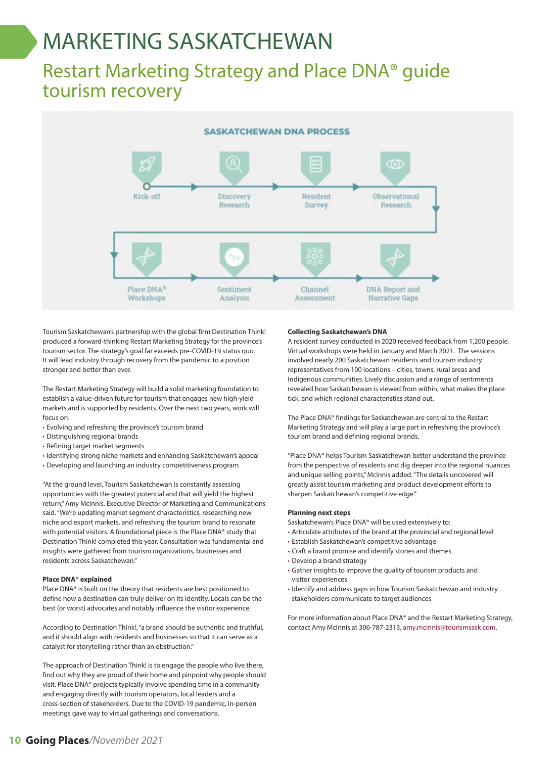# MARKETING SASKATCHEWAN

## Restart Marketing Strategy and Place DNA® guide tourism recovery

SASKATCHEWAN DNA PROCESS

Kick-off → Discovery Research → Resident Survey → Observational Research → Place DNA® Workshops → Sentiment Analysis → Channel Assessment → DNA Report and Narrative Gaps

Tourism Saskatchewan's partnership with the global firm Destination Think! produced a forward-thinking Restart Marketing Strategy for the province's tourism sector. The strategy's goal far exceeds pre-COVID-19 status quo. It will lead industry through recovery from the pandemic to a position stronger and better than ever.

The Restart Marketing Strategy will build a solid marketing foundation to establish a value-driven future for tourism that engages new high-yield markets and is supported by residents. Over the next two years, work will focus on:

- Evolving and refreshing the province's tourism brand
- Distinguishing regional brands
- Refining target market segments
- Identifying strong niche markets and enhancing Saskatchewan's appeal
- Developing and launching an industry competitiveness program

"At the ground level, Tourism Saskatchewan is constantly assessing opportunities with the greatest potential and that will yield the highest return," Amy McInnis, Executive Director of Marketing and Communications said. "We're updating market segment characteristics, researching new niche and export markets, and refreshing the tourism brand to resonate with potential visitors. A foundational piece is the Place DNA® study that Destination Think! completed this year. Consultation was fundamental and insights were gathered from tourism organizations, businesses and residents across Saskatchewan."

**Place DNA® explained**

Place DNA® is built on the theory that residents are best positioned to define how a destination can truly deliver on its identity. Locals can be the best (or worst) advocates and notably influence the visitor experience.

According to Destination Think!, "a brand should be authentic and truthful, and it should align with residents and businesses so that it can serve as a catalyst for storytelling rather than an obstruction."

The approach of Destination Think! is to engage the people who live there, find out why they are proud of their home and pinpoint why people should visit. Place DNA® projects typically involve spending time in a community and engaging directly with tourism operators, local leaders and a cross-section of stakeholders. Due to the COVID-19 pandemic, in-person meetings gave way to virtual gatherings and conversations.

**Collecting Saskatchewan's DNA**

A resident survey conducted in 2020 received feedback from 1,200 people. Virtual workshops were held in January and March 2021. The sessions involved nearly 200 Saskatchewan residents and tourism industry representatives from 100 locations – cities, towns, rural areas and Indigenous communities. Lively discussion and a range of sentiments revealed how Saskatchewan is viewed from within, what makes the place tick, and which regional characteristics stand out.

The Place DNA® findings for Saskatchewan are central to the Restart Marketing Strategy and will play a large part in refreshing the province's tourism brand and defining regional brands.

"Place DNA® helps Tourism Saskatchewan better understand the province from the perspective of residents and dig deeper into the regional nuances and unique selling points," McInnis added. "The details uncovered will greatly assist tourism marketing and product development efforts to sharpen Saskatchewan's competitive edge."

**Planning next steps**

Saskatchewan's Place DNA® will be used extensively to:

- Articulate attributes of the brand at the provincial and regional level
- Establish Saskatchewan's competitive advantage
- Craft a brand promise and identify stories and themes
- Develop a brand strategy
- Gather insights to improve the quality of tourism products and visitor experiences
- Identify and address gaps in how Tourism Saskatchewan and industry stakeholders communicate to target audiences

For more information about Place DNA® and the Restart Marketing Strategy, contact Amy McInnis at 306-787-2313, amy.mcinnis@tourismsask.com.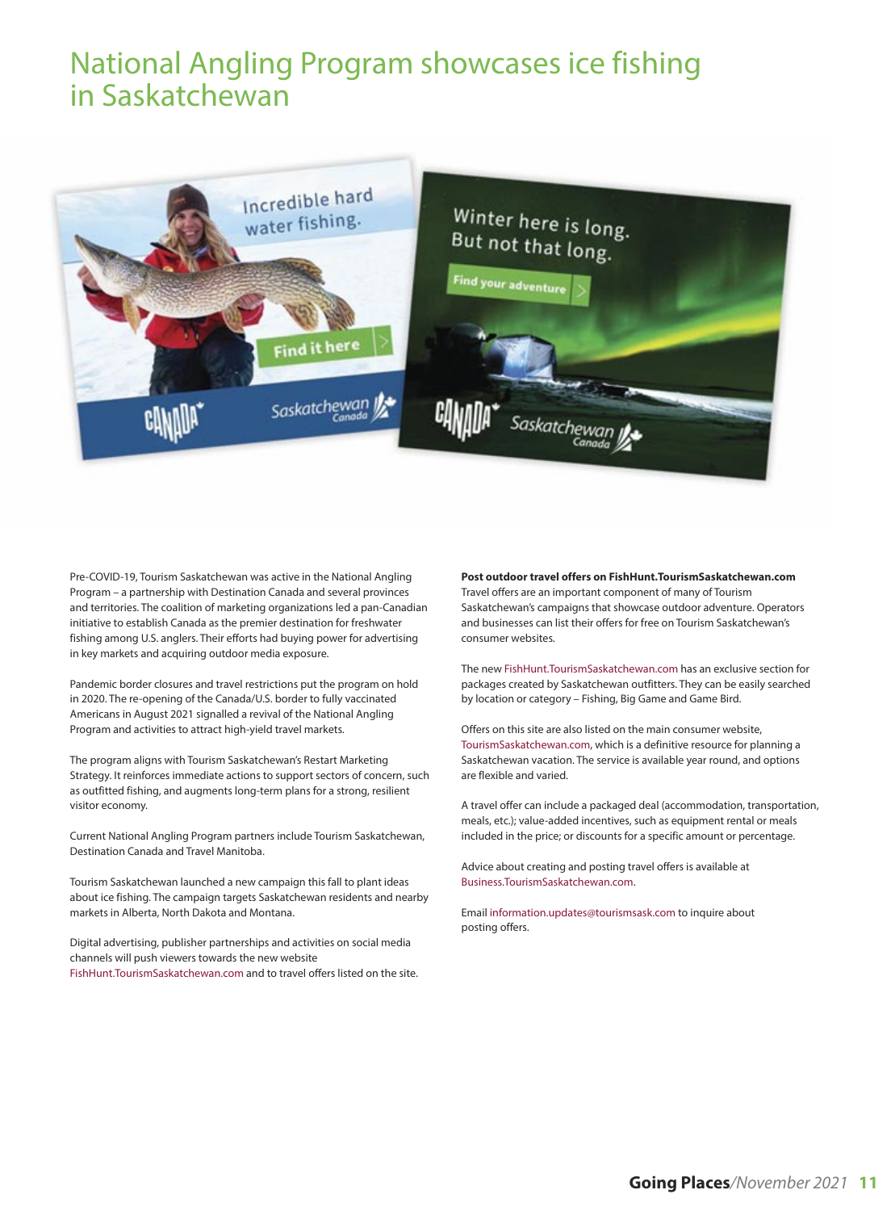# National Angling Program showcases ice fishing in Saskatchewan

Pre-COVID-19, Tourism Saskatchewan was active in the National Angling Program – a partnership with Destination Canada and several provinces and territories. The coalition of marketing organizations led a pan-Canadian initiative to establish Canada as the premier destination for freshwater fishing among U.S. anglers. Their efforts had buying power for advertising in key markets and acquiring outdoor media exposure.

Pandemic border closures and travel restrictions put the program on hold in 2020. The re-opening of the Canada/U.S. border to fully vaccinated Americans in August 2021 signalled a revival of the National Angling Program and activities to attract high-yield travel markets.

The program aligns with Tourism Saskatchewan's Restart Marketing Strategy. It reinforces immediate actions to support sectors of concern, such as outfitted fishing, and augments long-term plans for a strong, resilient visitor economy.

Current National Angling Program partners include Tourism Saskatchewan, Destination Canada and Travel Manitoba.

Tourism Saskatchewan launched a new campaign this fall to plant ideas about ice fishing. The campaign targets Saskatchewan residents and nearby markets in Alberta, North Dakota and Montana.

Digital advertising, publisher partnerships and activities on social media channels will push viewers towards the new website FishHunt.TourismSaskatchewan.com and to travel offers listed on the site.

**Post outdoor travel offers on FishHunt.TourismSaskatchewan.com**

Travel offers are an important component of many of Tourism Saskatchewan's campaigns that showcase outdoor adventure. Operators and businesses can list their offers for free on Tourism Saskatchewan's consumer websites.

The new FishHunt.TourismSaskatchewan.com has an exclusive section for packages created by Saskatchewan outfitters. They can be easily searched by location or category – Fishing, Big Game and Game Bird.

Offers on this site are also listed on the main consumer website, TourismSaskatchewan.com, which is a definitive resource for planning a Saskatchewan vacation. The service is available year round, and options are flexible and varied.

A travel offer can include a packaged deal (accommodation, transportation, meals, etc.); value-added incentives, such as equipment rental or meals included in the price; or discounts for a specific amount or percentage.

Advice about creating and posting travel offers is available at Business.TourismSaskatchewan.com.

Email information.updates@tourismsask.com to inquire about posting offers.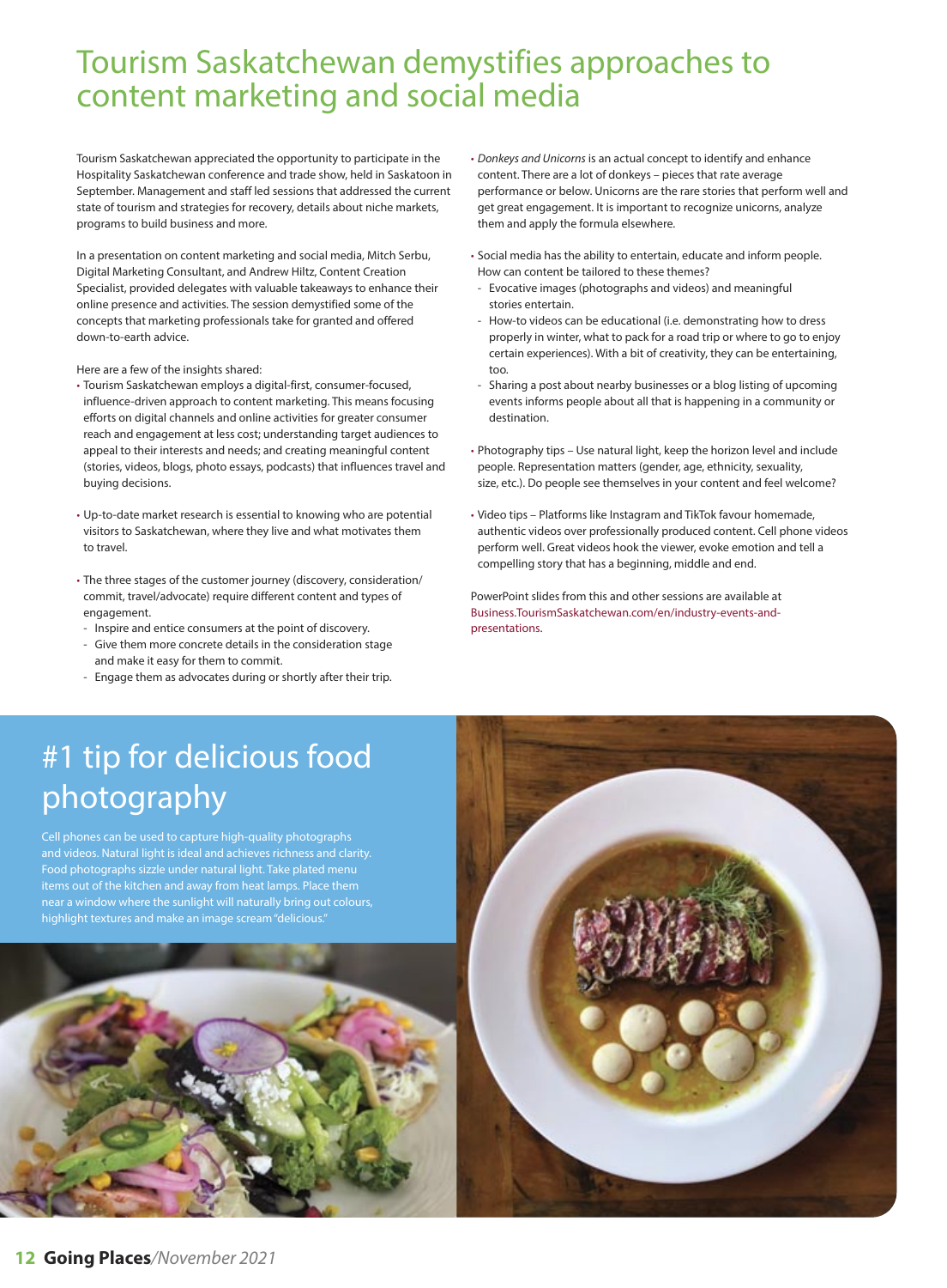# Tourism Saskatchewan demystifies approaches to content marketing and social media

Tourism Saskatchewan appreciated the opportunity to participate in the Hospitality Saskatchewan conference and trade show, held in Saskatoon in September. Management and staff led sessions that addressed the current state of tourism and strategies for recovery, details about niche markets, programs to build business and more.

In a presentation on content marketing and social media, Mitch Serbu, Digital Marketing Consultant, and Andrew Hiltz, Content Creation Specialist, provided delegates with valuable takeaways to enhance their online presence and activities. The session demystified some of the concepts that marketing professionals take for granted and offered down-to-earth advice.

Here are a few of the insights shared:

- Tourism Saskatchewan employs a digital-first, consumer-focused, influence-driven approach to content marketing. This means focusing efforts on digital channels and online activities for greater consumer reach and engagement at less cost; understanding target audiences to appeal to their interests and needs; and creating meaningful content (stories, videos, blogs, photo essays, podcasts) that influences travel and buying decisions.

- Up-to-date market research is essential to knowing who are potential visitors to Saskatchewan, where they live and what motivates them to travel.

- The three stages of the customer journey (discovery, consideration/commit, travel/advocate) require different content and types of engagement.
  - Inspire and entice consumers at the point of discovery.
  - Give them more concrete details in the consideration stage and make it easy for them to commit.
  - Engage them as advocates during or shortly after their trip.

- *Donkeys and Unicorns* is an actual concept to identify and enhance content. There are a lot of donkeys – pieces that rate average performance or below. Unicorns are the rare stories that perform well and get great engagement. It is important to recognize unicorns, analyze them and apply the formula elsewhere.

- Social media has the ability to entertain, educate and inform people. How can content be tailored to these themes?
  - Evocative images (photographs and videos) and meaningful stories entertain.
  - How-to videos can be educational (i.e. demonstrating how to dress properly in winter, what to pack for a road trip or where to go to enjoy certain experiences). With a bit of creativity, they can be entertaining, too.
  - Sharing a post about nearby businesses or a blog listing of upcoming events informs people about all that is happening in a community or destination.

- Photography tips – Use natural light, keep the horizon level and include people. Representation matters (gender, age, ethnicity, sexuality, size, etc.). Do people see themselves in your content and feel welcome?

- Video tips – Platforms like Instagram and TikTok favour homemade, authentic videos over professionally produced content. Cell phone videos perform well. Great videos hook the viewer, evoke emotion and tell a compelling story that has a beginning, middle and end.

PowerPoint slides from this and other sessions are available at Business.TourismSaskatchewan.com/en/industry-events-and-presentations.

## #1 tip for delicious food photography

Cell phones can be used to capture high-quality photographs and videos. Natural light is ideal and achieves richness and clarity. Food photographs sizzle under natural light. Take plated menu items out of the kitchen and away from heat lamps. Place them near a window where the sunlight will naturally bring out colours, highlight textures and make an image scream "delicious."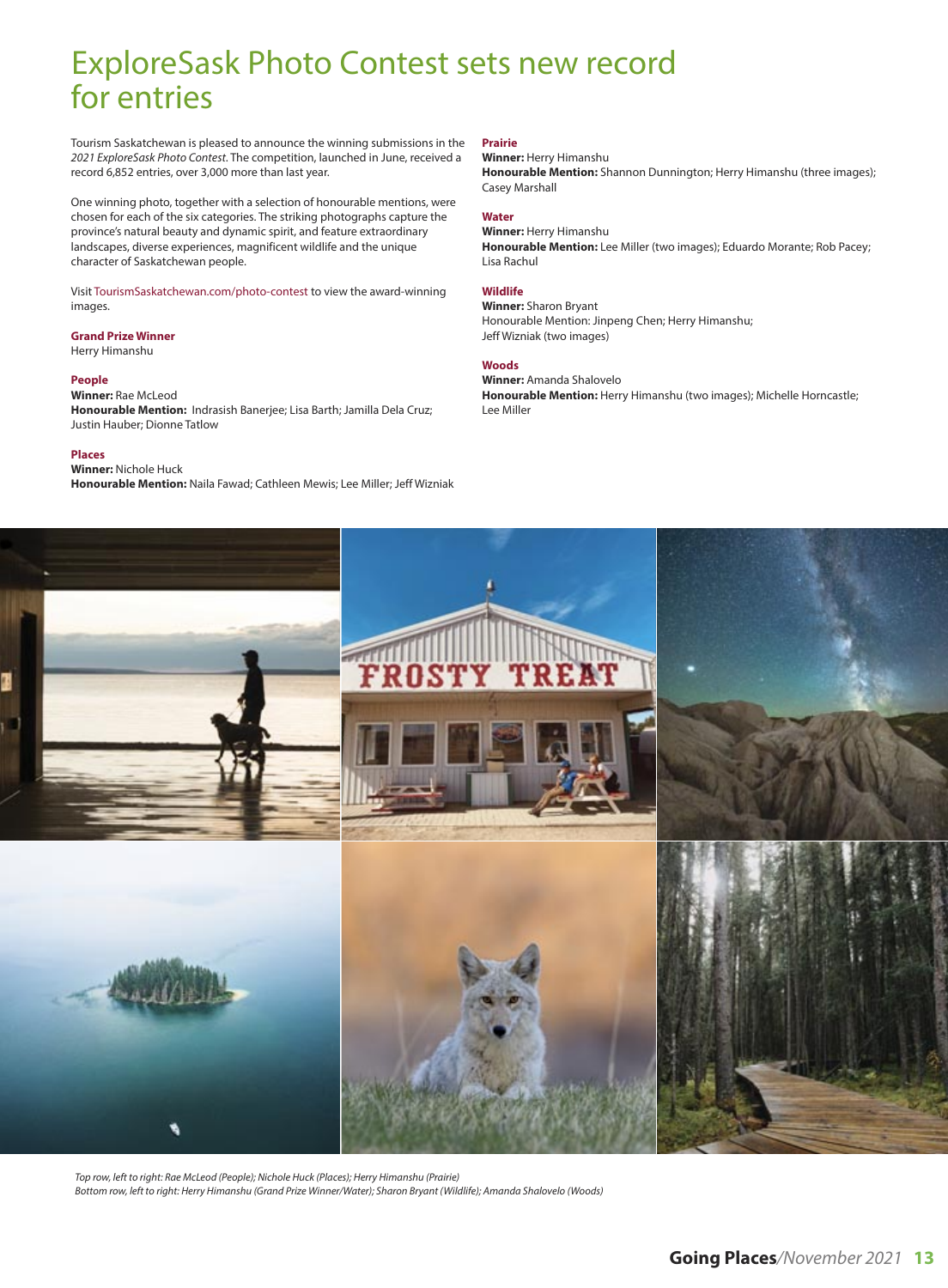# ExploreSask Photo Contest sets new record for entries

Tourism Saskatchewan is pleased to announce the winning submissions in the *2021 ExploreSask Photo Contest*. The competition, launched in June, received a record 6,852 entries, over 3,000 more than last year.

One winning photo, together with a selection of honourable mentions, were chosen for each of the six categories. The striking photographs capture the province's natural beauty and dynamic spirit, and feature extraordinary landscapes, diverse experiences, magnificent wildlife and the unique character of Saskatchewan people.

Visit TourismSaskatchewan.com/photo-contest to view the award-winning images.

**Grand Prize Winner**
Herry Himanshu

**People**
**Winner:** Rae McLeod
**Honourable Mention:** Indrasish Banerjee; Lisa Barth; Jamilla Dela Cruz; Justin Hauber; Dionne Tatlow

**Places**
**Winner:** Nichole Huck
**Honourable Mention:** Naila Fawad; Cathleen Mewis; Lee Miller; Jeff Wizniak

**Prairie**
**Winner:** Herry Himanshu
**Honourable Mention:** Shannon Dunnington; Herry Himanshu (three images); Casey Marshall

**Water**
**Winner:** Herry Himanshu
**Honourable Mention:** Lee Miller (two images); Eduardo Morante; Rob Pacey; Lisa Rachul

**Wildlife**
**Winner:** Sharon Bryant
Honourable Mention: Jinpeng Chen; Herry Himanshu; Jeff Wizniak (two images)

**Woods**
**Winner:** Amanda Shalovelo
**Honourable Mention:** Herry Himanshu (two images); Michelle Horncastle; Lee Miller

*Top row, left to right: Rae McLeod (People); Nichole Huck (Places); Herry Himanshu (Prairie)*
*Bottom row, left to right: Herry Himanshu (Grand Prize Winner/Water); Sharon Bryant (Wildlife); Amanda Shalovelo (Woods)*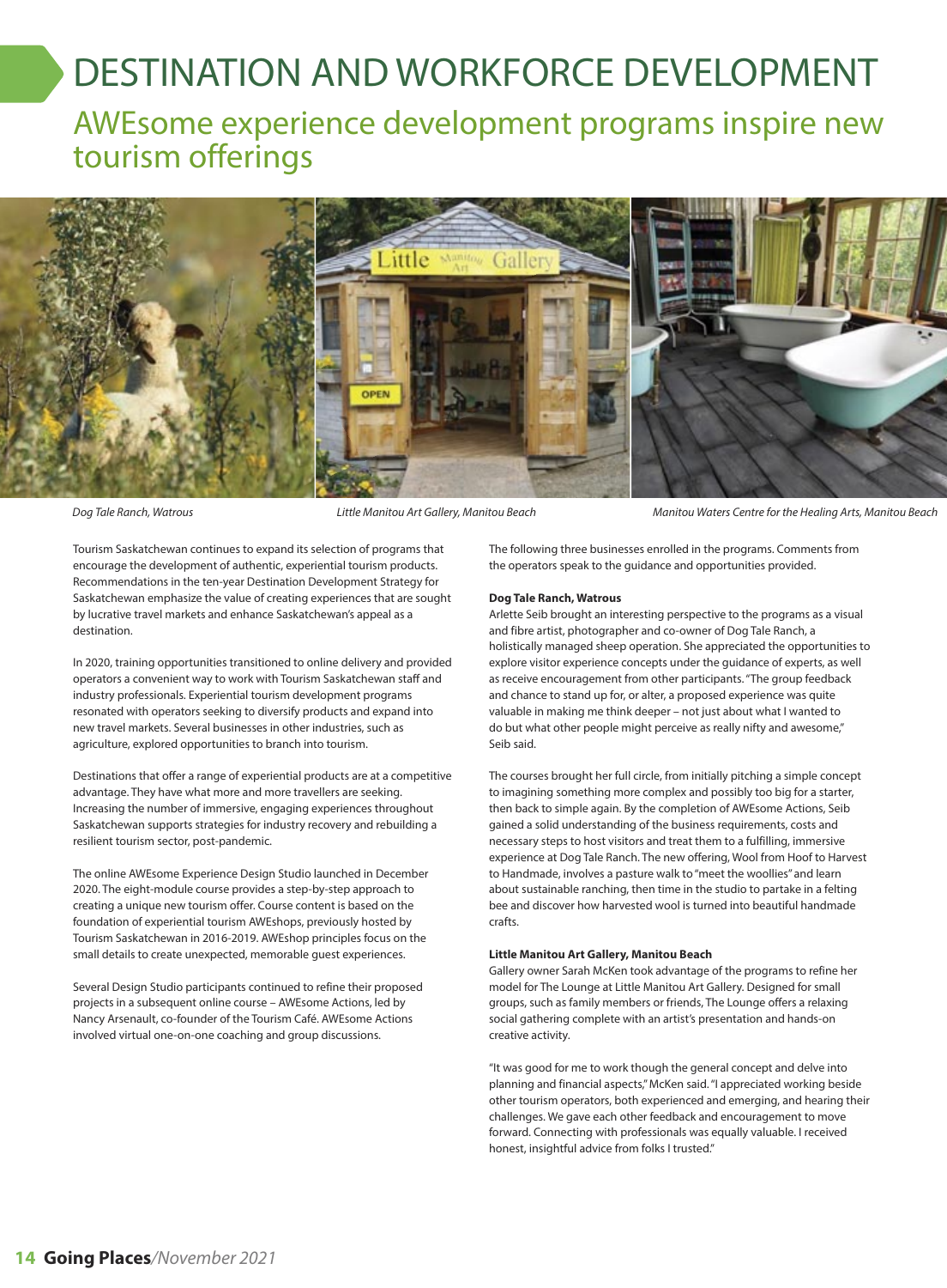# DESTINATION AND WORKFORCE DEVELOPMENT

## AWEsome experience development programs inspire new tourism offerings

*Dog Tale Ranch, Watrous*

*Little Manitou Art Gallery, Manitou Beach*

*Manitou Waters Centre for the Healing Arts, Manitou Beach*

Tourism Saskatchewan continues to expand its selection of programs that encourage the development of authentic, experiential tourism products. Recommendations in the ten-year Destination Development Strategy for Saskatchewan emphasize the value of creating experiences that are sought by lucrative travel markets and enhance Saskatchewan's appeal as a destination.

In 2020, training opportunities transitioned to online delivery and provided operators a convenient way to work with Tourism Saskatchewan staff and industry professionals. Experiential tourism development programs resonated with operators seeking to diversify products and expand into new travel markets. Several businesses in other industries, such as agriculture, explored opportunities to branch into tourism.

Destinations that offer a range of experiential products are at a competitive advantage. They have what more and more travellers are seeking. Increasing the number of immersive, engaging experiences throughout Saskatchewan supports strategies for industry recovery and rebuilding a resilient tourism sector, post-pandemic.

The online AWEsome Experience Design Studio launched in December 2020. The eight-module course provides a step-by-step approach to creating a unique new tourism offer. Course content is based on the foundation of experiential tourism AWEshops, previously hosted by Tourism Saskatchewan in 2016-2019. AWEshop principles focus on the small details to create unexpected, memorable guest experiences.

Several Design Studio participants continued to refine their proposed projects in a subsequent online course – AWEsome Actions, led by Nancy Arsenault, co-founder of the Tourism Café. AWEsome Actions involved virtual one-on-one coaching and group discussions.

The following three businesses enrolled in the programs. Comments from the operators speak to the guidance and opportunities provided.

**Dog Tale Ranch, Watrous**

Arlette Seib brought an interesting perspective to the programs as a visual and fibre artist, photographer and co-owner of Dog Tale Ranch, a holistically managed sheep operation. She appreciated the opportunities to explore visitor experience concepts under the guidance of experts, as well as receive encouragement from other participants. "The group feedback and chance to stand up for, or alter, a proposed experience was quite valuable in making me think deeper – not just about what I wanted to do but what other people might perceive as really nifty and awesome," Seib said.

The courses brought her full circle, from initially pitching a simple concept to imagining something more complex and possibly too big for a starter, then back to simple again. By the completion of AWEsome Actions, Seib gained a solid understanding of the business requirements, costs and necessary steps to host visitors and treat them to a fulfilling, immersive experience at Dog Tale Ranch. The new offering, Wool from Hoof to Harvest to Handmade, involves a pasture walk to "meet the woollies" and learn about sustainable ranching, then time in the studio to partake in a felting bee and discover how harvested wool is turned into beautiful handmade crafts.

**Little Manitou Art Gallery, Manitou Beach**

Gallery owner Sarah McKen took advantage of the programs to refine her model for The Lounge at Little Manitou Art Gallery. Designed for small groups, such as family members or friends, The Lounge offers a relaxing social gathering complete with an artist's presentation and hands-on creative activity.

"It was good for me to work though the general concept and delve into planning and financial aspects," McKen said. "I appreciated working beside other tourism operators, both experienced and emerging, and hearing their challenges. We gave each other feedback and encouragement to move forward. Connecting with professionals was equally valuable. I received honest, insightful advice from folks I trusted."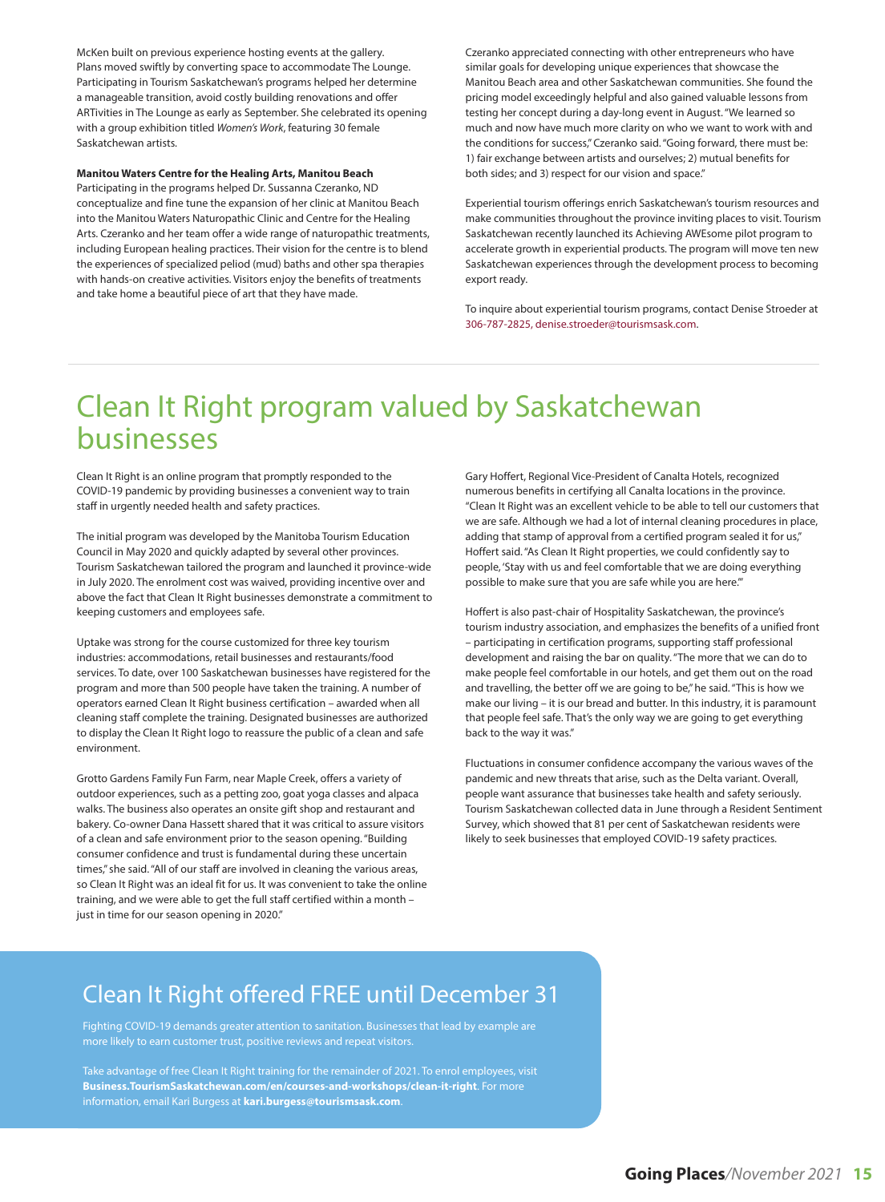McKen built on previous experience hosting events at the gallery. Plans moved swiftly by converting space to accommodate The Lounge. Participating in Tourism Saskatchewan's programs helped her determine a manageable transition, avoid costly building renovations and offer ARTivities in The Lounge as early as September. She celebrated its opening with a group exhibition titled *Women's Work*, featuring 30 female Saskatchewan artists.

**Manitou Waters Centre for the Healing Arts, Manitou Beach**

Participating in the programs helped Dr. Sussanna Czeranko, ND conceptualize and fine tune the expansion of her clinic at Manitou Beach into the Manitou Waters Naturopathic Clinic and Centre for the Healing Arts. Czeranko and her team offer a wide range of naturopathic treatments, including European healing practices. Their vision for the centre is to blend the experiences of specialized peliod (mud) baths and other spa therapies with hands-on creative activities. Visitors enjoy the benefits of treatments and take home a beautiful piece of art that they have made.

Czeranko appreciated connecting with other entrepreneurs who have similar goals for developing unique experiences that showcase the Manitou Beach area and other Saskatchewan communities. She found the pricing model exceedingly helpful and also gained valuable lessons from testing her concept during a day-long event in August. "We learned so much and now have much more clarity on who we want to work with and the conditions for success," Czeranko said. "Going forward, there must be: 1) fair exchange between artists and ourselves; 2) mutual benefits for both sides; and 3) respect for our vision and space."

Experiential tourism offerings enrich Saskatchewan's tourism resources and make communities throughout the province inviting places to visit. Tourism Saskatchewan recently launched its Achieving AWEsome pilot program to accelerate growth in experiential products. The program will move ten new Saskatchewan experiences through the development process to becoming export ready.

To inquire about experiential tourism programs, contact Denise Stroeder at 306-787-2825, denise.stroeder@tourismsask.com.

# Clean It Right program valued by Saskatchewan businesses

Clean It Right is an online program that promptly responded to the COVID-19 pandemic by providing businesses a convenient way to train staff in urgently needed health and safety practices.

The initial program was developed by the Manitoba Tourism Education Council in May 2020 and quickly adapted by several other provinces. Tourism Saskatchewan tailored the program and launched it province-wide in July 2020. The enrolment cost was waived, providing incentive over and above the fact that Clean It Right businesses demonstrate a commitment to keeping customers and employees safe.

Uptake was strong for the course customized for three key tourism industries: accommodations, retail businesses and restaurants/food services. To date, over 100 Saskatchewan businesses have registered for the program and more than 500 people have taken the training. A number of operators earned Clean It Right business certification – awarded when all cleaning staff complete the training. Designated businesses are authorized to display the Clean It Right logo to reassure the public of a clean and safe environment.

Grotto Gardens Family Fun Farm, near Maple Creek, offers a variety of outdoor experiences, such as a petting zoo, goat yoga classes and alpaca walks. The business also operates an onsite gift shop and restaurant and bakery. Co-owner Dana Hassett shared that it was critical to assure visitors of a clean and safe environment prior to the season opening. "Building consumer confidence and trust is fundamental during these uncertain times," she said. "All of our staff are involved in cleaning the various areas, so Clean It Right was an ideal fit for us. It was convenient to take the online training, and we were able to get the full staff certified within a month – just in time for our season opening in 2020."

Gary Hoffert, Regional Vice-President of Canalta Hotels, recognized numerous benefits in certifying all Canalta locations in the province. "Clean It Right was an excellent vehicle to be able to tell our customers that we are safe. Although we had a lot of internal cleaning procedures in place, adding that stamp of approval from a certified program sealed it for us," Hoffert said. "As Clean It Right properties, we could confidently say to people, 'Stay with us and feel comfortable that we are doing everything possible to make sure that you are safe while you are here.'"

Hoffert is also past-chair of Hospitality Saskatchewan, the province's tourism industry association, and emphasizes the benefits of a unified front – participating in certification programs, supporting staff professional development and raising the bar on quality. "The more that we can do to make people feel comfortable in our hotels, and get them out on the road and travelling, the better off we are going to be," he said. "This is how we make our living – it is our bread and butter. In this industry, it is paramount that people feel safe. That's the only way we are going to get everything back to the way it was."

Fluctuations in consumer confidence accompany the various waves of the pandemic and new threats that arise, such as the Delta variant. Overall, people want assurance that businesses take health and safety seriously. Tourism Saskatchewan collected data in June through a Resident Sentiment Survey, which showed that 81 per cent of Saskatchewan residents were likely to seek businesses that employed COVID-19 safety practices.

## Clean It Right offered FREE until December 31

Fighting COVID-19 demands greater attention to sanitation. Businesses that lead by example are more likely to earn customer trust, positive reviews and repeat visitors.

Take advantage of free Clean It Right training for the remainder of 2021. To enrol employees, visit **Business.TourismSaskatchewan.com/en/courses-and-workshops/clean-it-right**. For more information, email Kari Burgess at **kari.burgess@tourismsask.com**.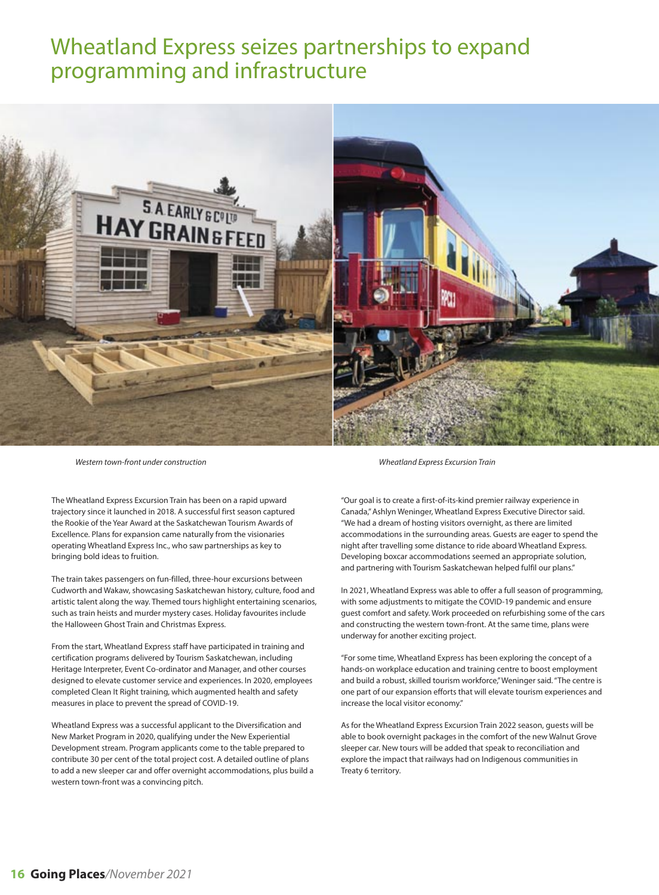# Wheatland Express seizes partnerships to expand programming and infrastructure

*Western town-front under construction*

*Wheatland Express Excursion Train*

The Wheatland Express Excursion Train has been on a rapid upward trajectory since it launched in 2018. A successful first season captured the Rookie of the Year Award at the Saskatchewan Tourism Awards of Excellence. Plans for expansion came naturally from the visionaries operating Wheatland Express Inc., who saw partnerships as key to bringing bold ideas to fruition.

The train takes passengers on fun-filled, three-hour excursions between Cudworth and Wakaw, showcasing Saskatchewan history, culture, food and artistic talent along the way. Themed tours highlight entertaining scenarios, such as train heists and murder mystery cases. Holiday favourites include the Halloween Ghost Train and Christmas Express.

From the start, Wheatland Express staff have participated in training and certification programs delivered by Tourism Saskatchewan, including Heritage Interpreter, Event Co-ordinator and Manager, and other courses designed to elevate customer service and experiences. In 2020, employees completed Clean It Right training, which augmented health and safety measures in place to prevent the spread of COVID-19.

Wheatland Express was a successful applicant to the Diversification and New Market Program in 2020, qualifying under the New Experiential Development stream. Program applicants come to the table prepared to contribute 30 per cent of the total project cost. A detailed outline of plans to add a new sleeper car and offer overnight accommodations, plus build a western town-front was a convincing pitch.

"Our goal is to create a first-of-its-kind premier railway experience in Canada," Ashlyn Weninger, Wheatland Express Executive Director said. "We had a dream of hosting visitors overnight, as there are limited accommodations in the surrounding areas. Guests are eager to spend the night after travelling some distance to ride aboard Wheatland Express. Developing boxcar accommodations seemed an appropriate solution, and partnering with Tourism Saskatchewan helped fulfil our plans."

In 2021, Wheatland Express was able to offer a full season of programming, with some adjustments to mitigate the COVID-19 pandemic and ensure guest comfort and safety. Work proceeded on refurbishing some of the cars and constructing the western town-front. At the same time, plans were underway for another exciting project.

"For some time, Wheatland Express has been exploring the concept of a hands-on workplace education and training centre to boost employment and build a robust, skilled tourism workforce," Weninger said. "The centre is one part of our expansion efforts that will elevate tourism experiences and increase the local visitor economy."

As for the Wheatland Express Excursion Train 2022 season, guests will be able to book overnight packages in the comfort of the new Walnut Grove sleeper car. New tours will be added that speak to reconciliation and explore the impact that railways had on Indigenous communities in Treaty 6 territory.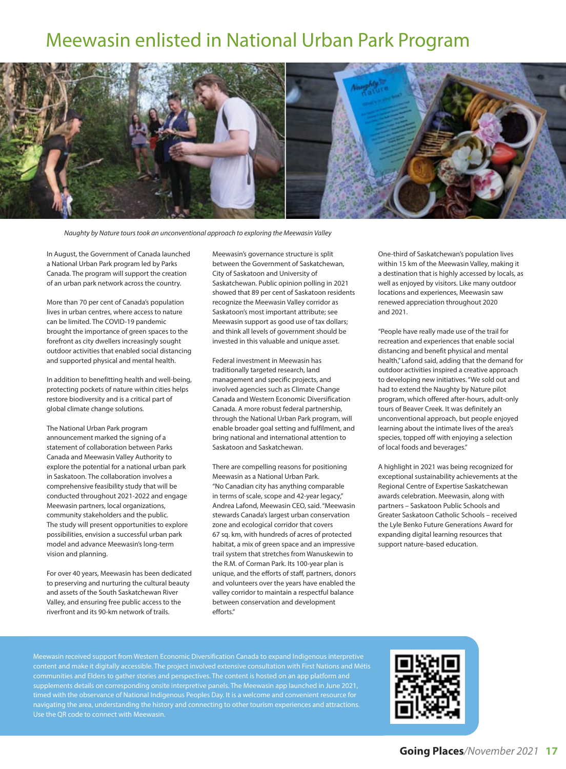# Meewasin enlisted in National Urban Park Program

*Naughty by Nature tours took an unconventional approach to exploring the Meewasin Valley*

In August, the Government of Canada launched a National Urban Park program led by Parks Canada. The program will support the creation of an urban park network across the country.

More than 70 per cent of Canada's population lives in urban centres, where access to nature can be limited. The COVID-19 pandemic brought the importance of green spaces to the forefront as city dwellers increasingly sought outdoor activities that enabled social distancing and supported physical and mental health.

In addition to benefitting health and well-being, protecting pockets of nature within cities helps restore biodiversity and is a critical part of global climate change solutions.

The National Urban Park program announcement marked the signing of a statement of collaboration between Parks Canada and Meewasin Valley Authority to explore the potential for a national urban park in Saskatoon. The collaboration involves a comprehensive feasibility study that will be conducted throughout 2021-2022 and engage Meewasin partners, local organizations, community stakeholders and the public. The study will present opportunities to explore possibilities, envision a successful urban park model and advance Meewasin's long-term vision and planning.

For over 40 years, Meewasin has been dedicated to preserving and nurturing the cultural beauty and assets of the South Saskatchewan River Valley, and ensuring free public access to the riverfront and its 90-km network of trails.

Meewasin's governance structure is split between the Government of Saskatchewan, City of Saskatoon and University of Saskatchewan. Public opinion polling in 2021 showed that 89 per cent of Saskatoon residents recognize the Meewasin Valley corridor as Saskatoon's most important attribute; see Meewasin support as good use of tax dollars; and think all levels of government should be invested in this valuable and unique asset.

Federal investment in Meewasin has traditionally targeted research, land management and specific projects, and involved agencies such as Climate Change Canada and Western Economic Diversification Canada. A more robust federal partnership, through the National Urban Park program, will enable broader goal setting and fulfilment, and bring national and international attention to Saskatoon and Saskatchewan.

There are compelling reasons for positioning Meewasin as a National Urban Park. "No Canadian city has anything comparable in terms of scale, scope and 42-year legacy," Andrea Lafond, Meewasin CEO, said. "Meewasin stewards Canada's largest urban conservation zone and ecological corridor that covers 67 sq. km, with hundreds of acres of protected habitat, a mix of green space and an impressive trail system that stretches from Wanuskewin to the R.M. of Corman Park. Its 100-year plan is unique, and the efforts of staff, partners, donors and volunteers over the years have enabled the valley corridor to maintain a respectful balance between conservation and development efforts."

One-third of Saskatchewan's population lives within 15 km of the Meewasin Valley, making it a destination that is highly accessed by locals, as well as enjoyed by visitors. Like many outdoor locations and experiences, Meewasin saw renewed appreciation throughout 2020 and 2021.

"People have really made use of the trail for recreation and experiences that enable social distancing and benefit physical and mental health," Lafond said, adding that the demand for outdoor activities inspired a creative approach to developing new initiatives. "We sold out and had to extend the Naughty by Nature pilot program, which offered after-hours, adult-only tours of Beaver Creek. It was definitely an unconventional approach, but people enjoyed learning about the intimate lives of the area's species, topped off with enjoying a selection of local foods and beverages."

A highlight in 2021 was being recognized for exceptional sustainability achievements at the Regional Centre of Expertise Saskatchewan awards celebration. Meewasin, along with partners – Saskatoon Public Schools and Greater Saskatoon Catholic Schools – received the Lyle Benko Future Generations Award for expanding digital learning resources that support nature-based education.

Meewasin received support from Western Economic Diversification Canada to expand Indigenous interpretive content and make it digitally accessible. The project involved extensive consultation with First Nations and Métis communities and Elders to gather stories and perspectives. The content is hosted on an app platform and supplements details on corresponding onsite interpretive panels. The Meewasin app launched in June 2021, timed with the observance of National Indigenous Peoples Day. It is a welcome and convenient resource for navigating the area, understanding the history and connecting to other tourism experiences and attractions. Use the QR code to connect with Meewasin.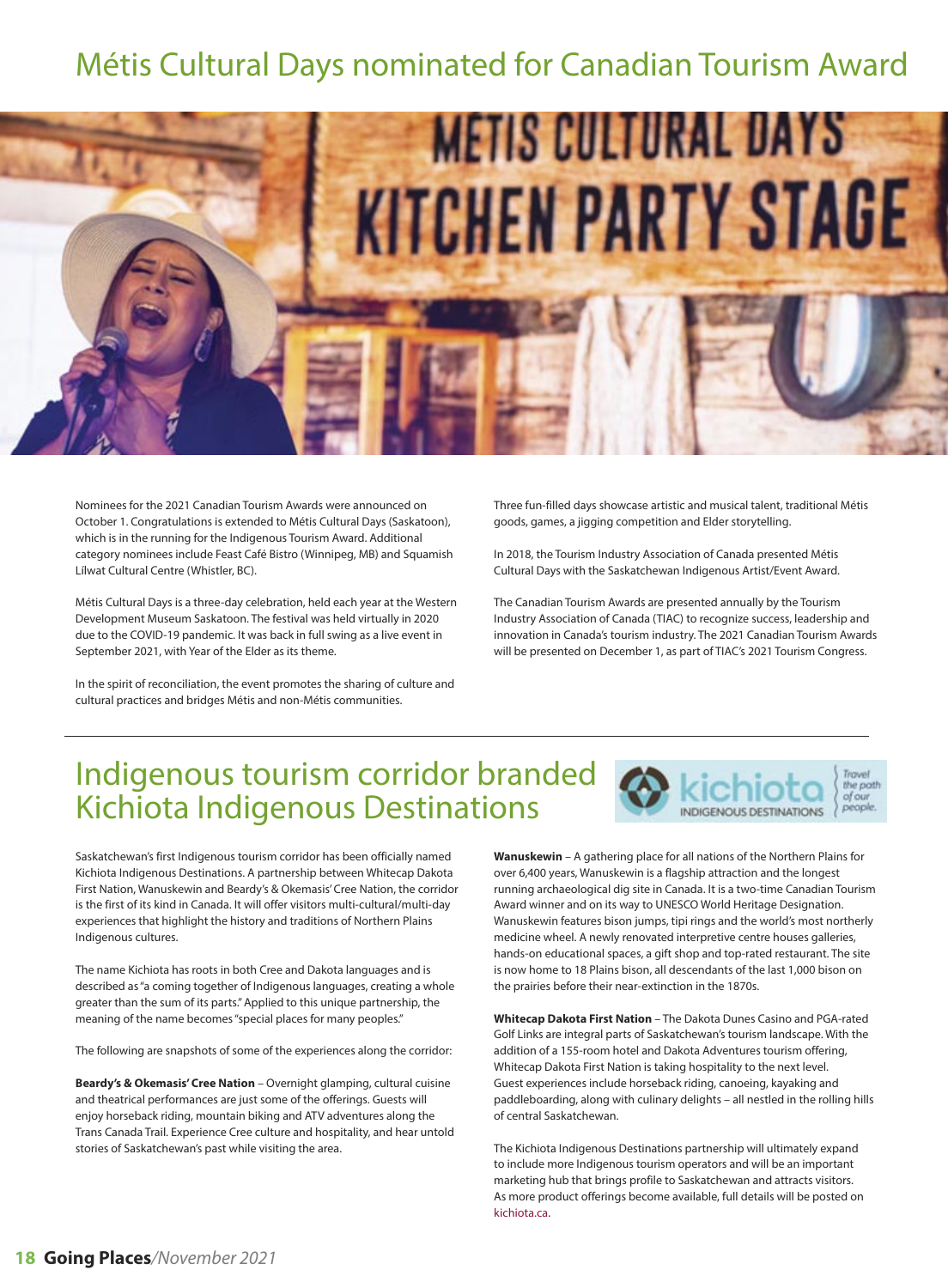# Métis Cultural Days nominated for Canadian Tourism Award

Nominees for the 2021 Canadian Tourism Awards were announced on October 1. Congratulations is extended to Métis Cultural Days (Saskatoon), which is in the running for the Indigenous Tourism Award. Additional category nominees include Feast Café Bistro (Winnipeg, MB) and Squamish Líl̓wat Cultural Centre (Whistler, BC).

Métis Cultural Days is a three-day celebration, held each year at the Western Development Museum Saskatoon. The festival was held virtually in 2020 due to the COVID-19 pandemic. It was back in full swing as a live event in September 2021, with Year of the Elder as its theme.

In the spirit of reconciliation, the event promotes the sharing of culture and cultural practices and bridges Métis and non-Métis communities.

Three fun-filled days showcase artistic and musical talent, traditional Métis goods, games, a jigging competition and Elder storytelling.

In 2018, the Tourism Industry Association of Canada presented Métis Cultural Days with the Saskatchewan Indigenous Artist/Event Award.

The Canadian Tourism Awards are presented annually by the Tourism Industry Association of Canada (TIAC) to recognize success, leadership and innovation in Canada's tourism industry. The 2021 Canadian Tourism Awards will be presented on December 1, as part of TIAC's 2021 Tourism Congress.

---

# Indigenous tourism corridor branded Kichiota Indigenous Destinations

Saskatchewan's first Indigenous tourism corridor has been officially named Kichiota Indigenous Destinations. A partnership between Whitecap Dakota First Nation, Wanuskewin and Beardy's & Okemasis' Cree Nation, the corridor is the first of its kind in Canada. It will offer visitors multi-cultural/multi-day experiences that highlight the history and traditions of Northern Plains Indigenous cultures.

The name Kichiota has roots in both Cree and Dakota languages and is described as "a coming together of Indigenous languages, creating a whole greater than the sum of its parts." Applied to this unique partnership, the meaning of the name becomes "special places for many peoples."

The following are snapshots of some of the experiences along the corridor:

**Beardy's & Okemasis' Cree Nation** – Overnight glamping, cultural cuisine and theatrical performances are just some of the offerings. Guests will enjoy horseback riding, mountain biking and ATV adventures along the Trans Canada Trail. Experience Cree culture and hospitality, and hear untold stories of Saskatchewan's past while visiting the area.

**Wanuskewin** – A gathering place for all nations of the Northern Plains for over 6,400 years, Wanuskewin is a flagship attraction and the longest running archaeological dig site in Canada. It is a two-time Canadian Tourism Award winner and on its way to UNESCO World Heritage Designation. Wanuskewin features bison jumps, tipi rings and the world's most northerly medicine wheel. A newly renovated interpretive centre houses galleries, hands-on educational spaces, a gift shop and top-rated restaurant. The site is now home to 18 Plains bison, all descendants of the last 1,000 bison on the prairies before their near-extinction in the 1870s.

**Whitecap Dakota First Nation** – The Dakota Dunes Casino and PGA-rated Golf Links are integral parts of Saskatchewan's tourism landscape. With the addition of a 155-room hotel and Dakota Adventures tourism offering, Whitecap Dakota First Nation is taking hospitality to the next level. Guest experiences include horseback riding, canoeing, kayaking and paddleboarding, along with culinary delights – all nestled in the rolling hills of central Saskatchewan.

The Kichiota Indigenous Destinations partnership will ultimately expand to include more Indigenous tourism operators and will be an important marketing hub that brings profile to Saskatchewan and attracts visitors. As more product offerings become available, full details will be posted on kichiota.ca.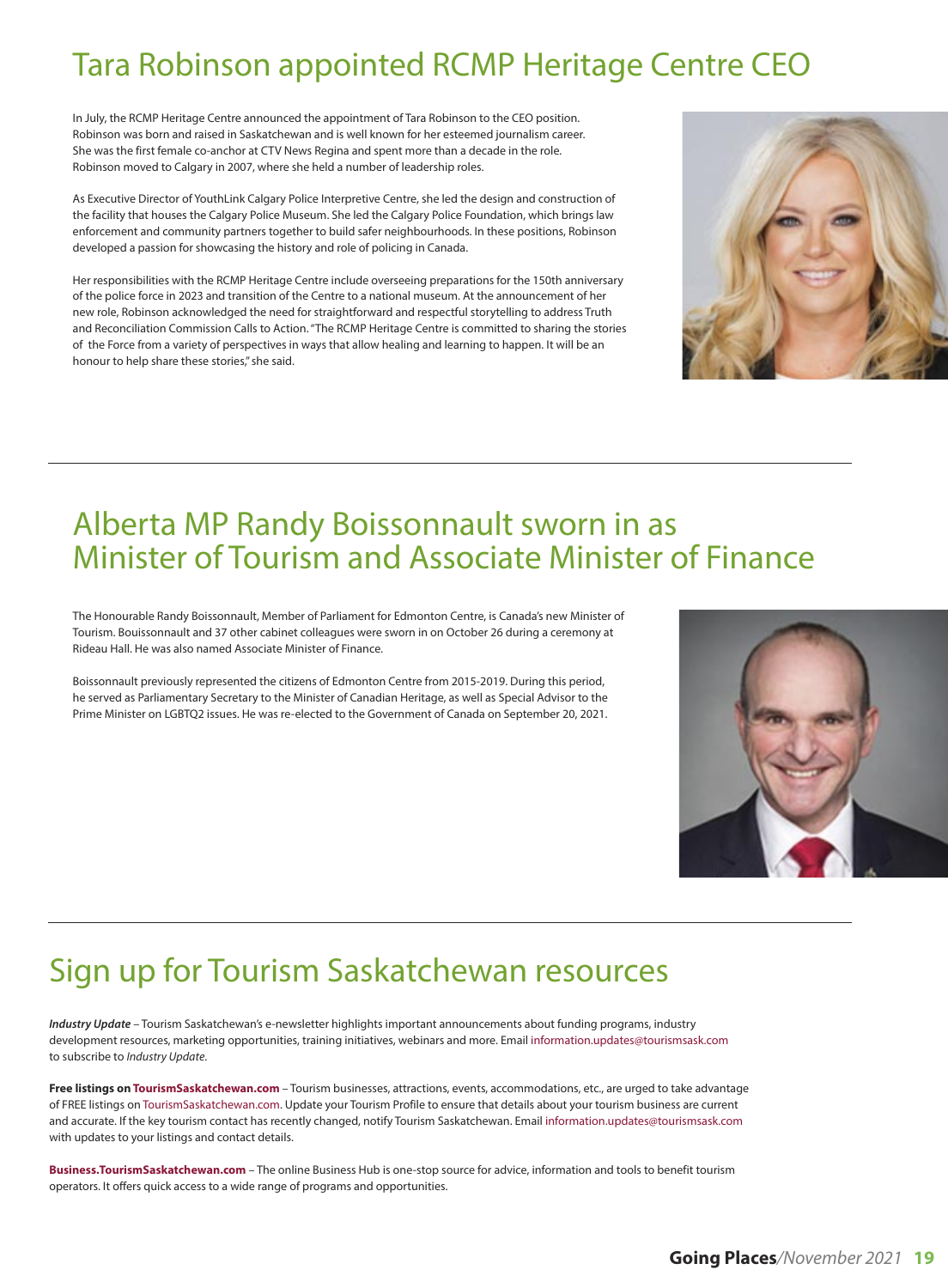# Tara Robinson appointed RCMP Heritage Centre CEO

In July, the RCMP Heritage Centre announced the appointment of Tara Robinson to the CEO position. Robinson was born and raised in Saskatchewan and is well known for her esteemed journalism career. She was the first female co-anchor at CTV News Regina and spent more than a decade in the role. Robinson moved to Calgary in 2007, where she held a number of leadership roles.

As Executive Director of YouthLink Calgary Police Interpretive Centre, she led the design and construction of the facility that houses the Calgary Police Museum. She led the Calgary Police Foundation, which brings law enforcement and community partners together to build safer neighbourhoods. In these positions, Robinson developed a passion for showcasing the history and role of policing in Canada.

Her responsibilities with the RCMP Heritage Centre include overseeing preparations for the 150th anniversary of the police force in 2023 and transition of the Centre to a national museum. At the announcement of her new role, Robinson acknowledged the need for straightforward and respectful storytelling to address Truth and Reconciliation Commission Calls to Action. "The RCMP Heritage Centre is committed to sharing the stories of the Force from a variety of perspectives in ways that allow healing and learning to happen. It will be an honour to help share these stories," she said.

# Alberta MP Randy Boissonnault sworn in as Minister of Tourism and Associate Minister of Finance

The Honourable Randy Boissonnault, Member of Parliament for Edmonton Centre, is Canada's new Minister of Tourism. Bouissonnault and 37 other cabinet colleagues were sworn in on October 26 during a ceremony at Rideau Hall. He was also named Associate Minister of Finance.

Boissonnault previously represented the citizens of Edmonton Centre from 2015-2019. During this period, he served as Parliamentary Secretary to the Minister of Canadian Heritage, as well as Special Advisor to the Prime Minister on LGBTQ2 issues. He was re-elected to the Government of Canada on September 20, 2021.

# Sign up for Tourism Saskatchewan resources

***Industry Update*** – Tourism Saskatchewan's e-newsletter highlights important announcements about funding programs, industry development resources, marketing opportunities, training initiatives, webinars and more. Email information.updates@tourismsask.com to subscribe to *Industry Update*.

**Free listings on TourismSaskatchewan.com** – Tourism businesses, attractions, events, accommodations, etc., are urged to take advantage of FREE listings on TourismSaskatchewan.com. Update your Tourism Profile to ensure that details about your tourism business are current and accurate. If the key tourism contact has recently changed, notify Tourism Saskatchewan. Email information.updates@tourismsask.com with updates to your listings and contact details.

**Business.TourismSaskatchewan.com** – The online Business Hub is one-stop source for advice, information and tools to benefit tourism operators. It offers quick access to a wide range of programs and opportunities.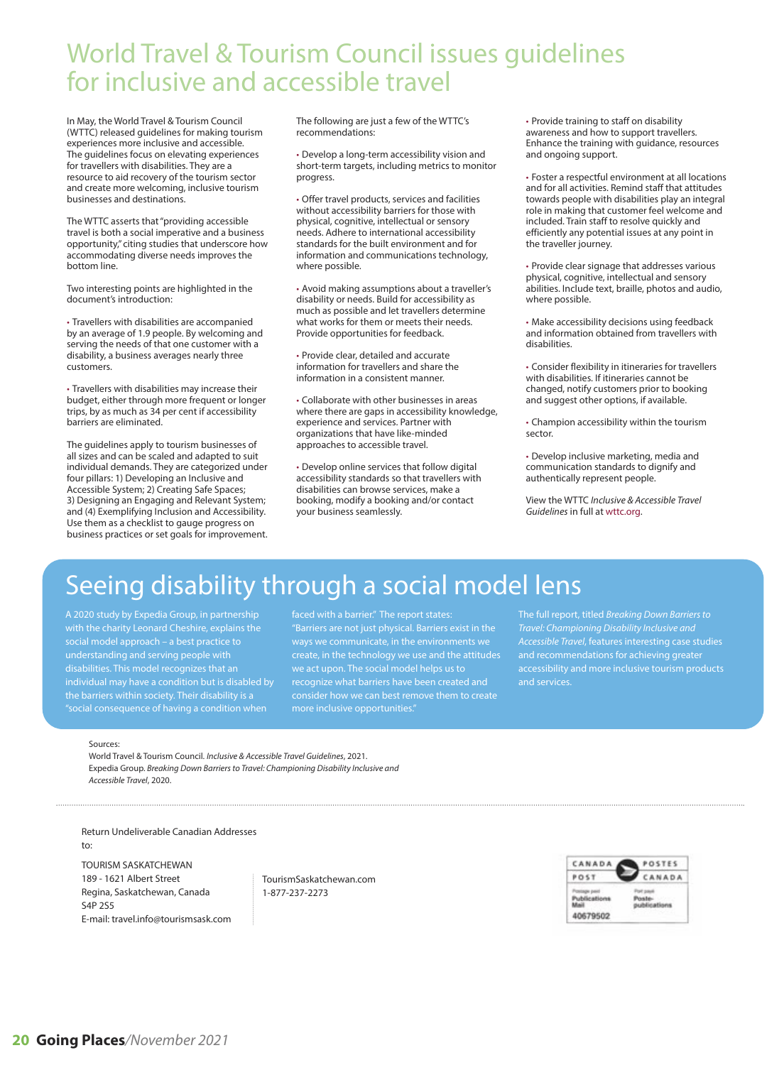# World Travel & Tourism Council issues guidelines for inclusive and accessible travel

In May, the World Travel & Tourism Council (WTTC) released guidelines for making tourism experiences more inclusive and accessible. The guidelines focus on elevating experiences for travellers with disabilities. They are a resource to aid recovery of the tourism sector and create more welcoming, inclusive tourism businesses and destinations.

The WTTC asserts that "providing accessible travel is both a social imperative and a business opportunity," citing studies that underscore how accommodating diverse needs improves the bottom line.

Two interesting points are highlighted in the document's introduction:

- Travellers with disabilities are accompanied by an average of 1.9 people. By welcoming and serving the needs of that one customer with a disability, a business averages nearly three customers.

- Travellers with disabilities may increase their budget, either through more frequent or longer trips, by as much as 34 per cent if accessibility barriers are eliminated.

The guidelines apply to tourism businesses of all sizes and can be scaled and adapted to suit individual demands. They are categorized under four pillars: 1) Developing an Inclusive and Accessible System; 2) Creating Safe Spaces; 3) Designing an Engaging and Relevant System; and (4) Exemplifying Inclusion and Accessibility. Use them as a checklist to gauge progress on business practices or set goals for improvement.

The following are just a few of the WTTC's recommendations:

- Develop a long-term accessibility vision and short-term targets, including metrics to monitor progress.

- Offer travel products, services and facilities without accessibility barriers for those with physical, cognitive, intellectual or sensory needs. Adhere to international accessibility standards for the built environment and for information and communications technology, where possible.

- Avoid making assumptions about a traveller's disability or needs. Build for accessibility as much as possible and let travellers determine what works for them or meets their needs. Provide opportunities for feedback.

- Provide clear, detailed and accurate information for travellers and share the information in a consistent manner.

- Collaborate with other businesses in areas where there are gaps in accessibility knowledge, experience and services. Partner with organizations that have like-minded approaches to accessible travel.

- Develop online services that follow digital accessibility standards so that travellers with disabilities can browse services, make a booking, modify a booking and/or contact your business seamlessly.

- Provide training to staff on disability awareness and how to support travellers. Enhance the training with guidance, resources and ongoing support.

- Foster a respectful environment at all locations and for all activities. Remind staff that attitudes towards people with disabilities play an integral role in making that customer feel welcome and included. Train staff to resolve quickly and efficiently any potential issues at any point in the traveller journey.

- Provide clear signage that addresses various physical, cognitive, intellectual and sensory abilities. Include text, braille, photos and audio, where possible.

- Make accessibility decisions using feedback and information obtained from travellers with disabilities.

- Consider flexibility in itineraries for travellers with disabilities. If itineraries cannot be changed, notify customers prior to booking and suggest other options, if available.

- Champion accessibility within the tourism sector.

- Develop inclusive marketing, media and communication standards to dignify and authentically represent people.

View the WTTC *Inclusive & Accessible Travel Guidelines* in full at wttc.org.

# Seeing disability through a social model lens

A 2020 study by Expedia Group, in partnership with the charity Leonard Cheshire, explains the social model approach – a best practice to understanding and serving people with disabilities. This model recognizes that an individual may have a condition but is disabled by the barriers within society. Their disability is a "social consequence of having a condition when faced with a barrier." The report states: "Barriers are not just physical. Barriers exist in the ways we communicate, in the environments we create, in the technology we use and the attitudes we act upon. The social model helps us to recognize what barriers have been created and consider how we can best remove them to create more inclusive opportunities."

The full report, titled *Breaking Down Barriers to Travel: Championing Disability Inclusive and Accessible Travel*, features interesting case studies and recommendations for achieving greater accessibility and more inclusive tourism products and services.

Sources:
World Travel & Tourism Council. *Inclusive & Accessible Travel Guidelines*, 2021.
Expedia Group. *Breaking Down Barriers to Travel: Championing Disability Inclusive and Accessible Travel*, 2020.

Return Undeliverable Canadian Addresses to:

TOURISM SASKATCHEWAN
189 - 1621 Albert Street
Regina, Saskatchewan, Canada
S4P 2S5
E-mail: travel.info@tourismsask.com

TourismSaskatchewan.com
1-877-237-2273

CANADA POST / POSTES CANADA
Postage paid / Port payé
Publications Mail / Poste-publications
40679502